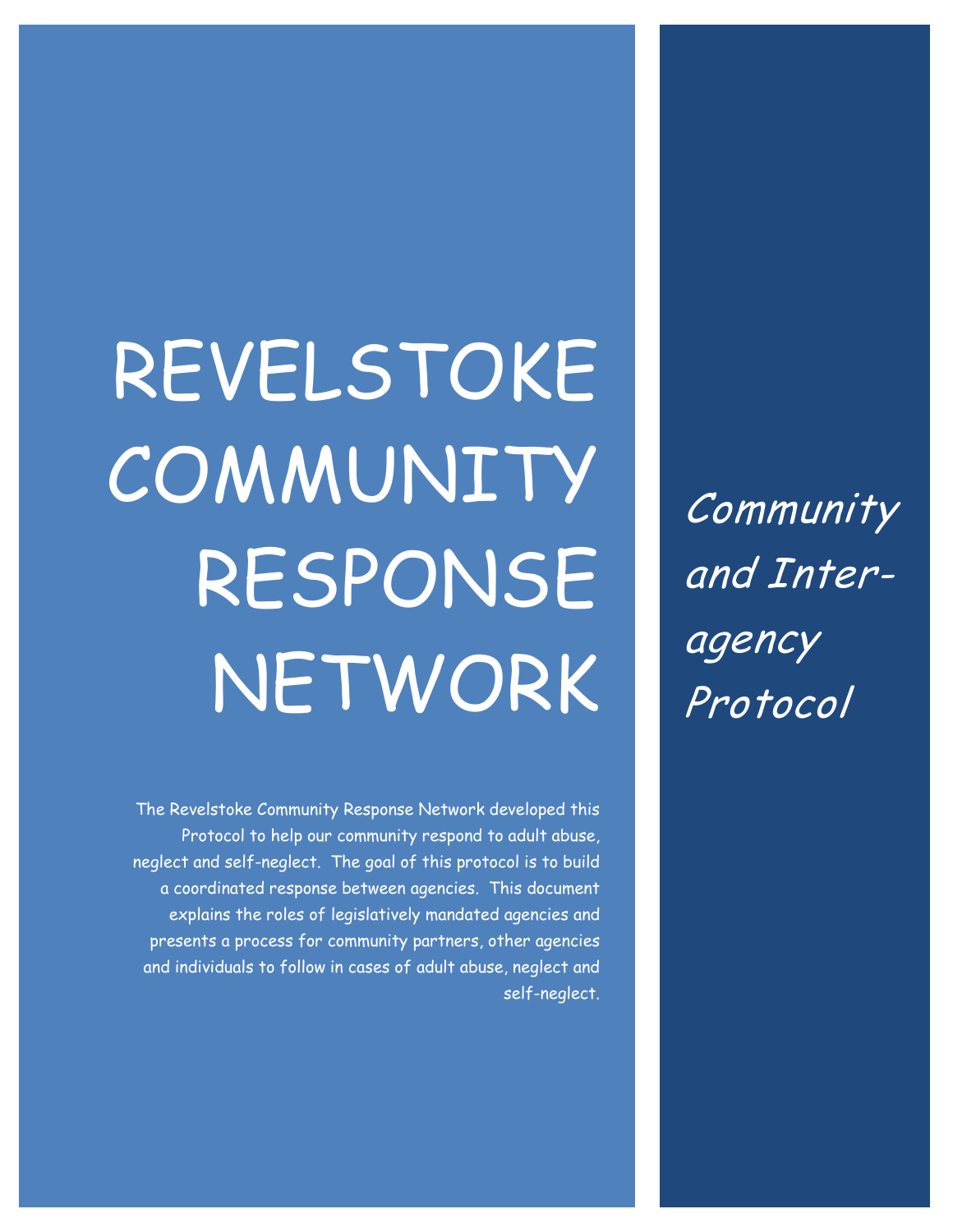# REVELSTOKE COMMUNITY RESPONSE NETWORK

*Community and Inter-agency Protocol*

The Revelstoke Community Response Network developed this Protocol to help our community respond to adult abuse, neglect and self-neglect. The goal of this protocol is to build a coordinated response between agencies. This document explains the roles of legislatively mandated agencies and presents a process for community partners, other agencies and individuals to follow in cases of adult abuse, neglect and self-neglect.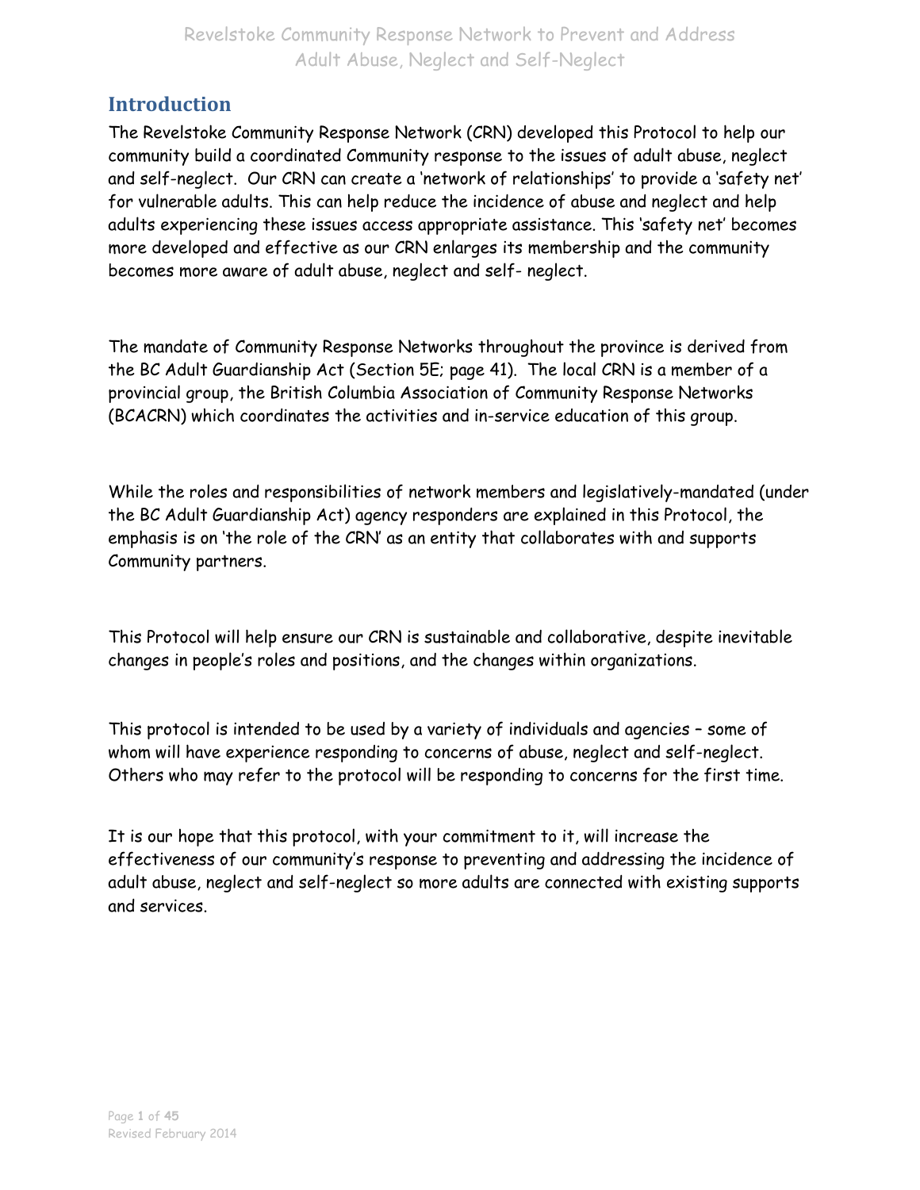## Introduction

The Revelstoke Community Response Network (CRN) developed this Protocol to help our community build a coordinated Community response to the issues of adult abuse, neglect and self-neglect. Our CRN can create a 'network of relationships' to provide a 'safety net' for vulnerable adults. This can help reduce the incidence of abuse and neglect and help adults experiencing these issues access appropriate assistance. This 'safety net' becomes more developed and effective as our CRN enlarges its membership and the community becomes more aware of adult abuse, neglect and self- neglect.

The mandate of Community Response Networks throughout the province is derived from the BC Adult Guardianship Act (Section 5E; page 41). The local CRN is a member of a provincial group, the British Columbia Association of Community Response Networks (BCACRN) which coordinates the activities and in-service education of this group.

While the roles and responsibilities of network members and legislatively-mandated (under the BC Adult Guardianship Act) agency responders are explained in this Protocol, the emphasis is on 'the role of the CRN' as an entity that collaborates with and supports Community partners.

This Protocol will help ensure our CRN is sustainable and collaborative, despite inevitable changes in people's roles and positions, and the changes within organizations.

This protocol is intended to be used by a variety of individuals and agencies – some of whom will have experience responding to concerns of abuse, neglect and self-neglect. Others who may refer to the protocol will be responding to concerns for the first time.

It is our hope that this protocol, with your commitment to it, will increase the effectiveness of our community's response to preventing and addressing the incidence of adult abuse, neglect and self-neglect so more adults are connected with existing supports and services.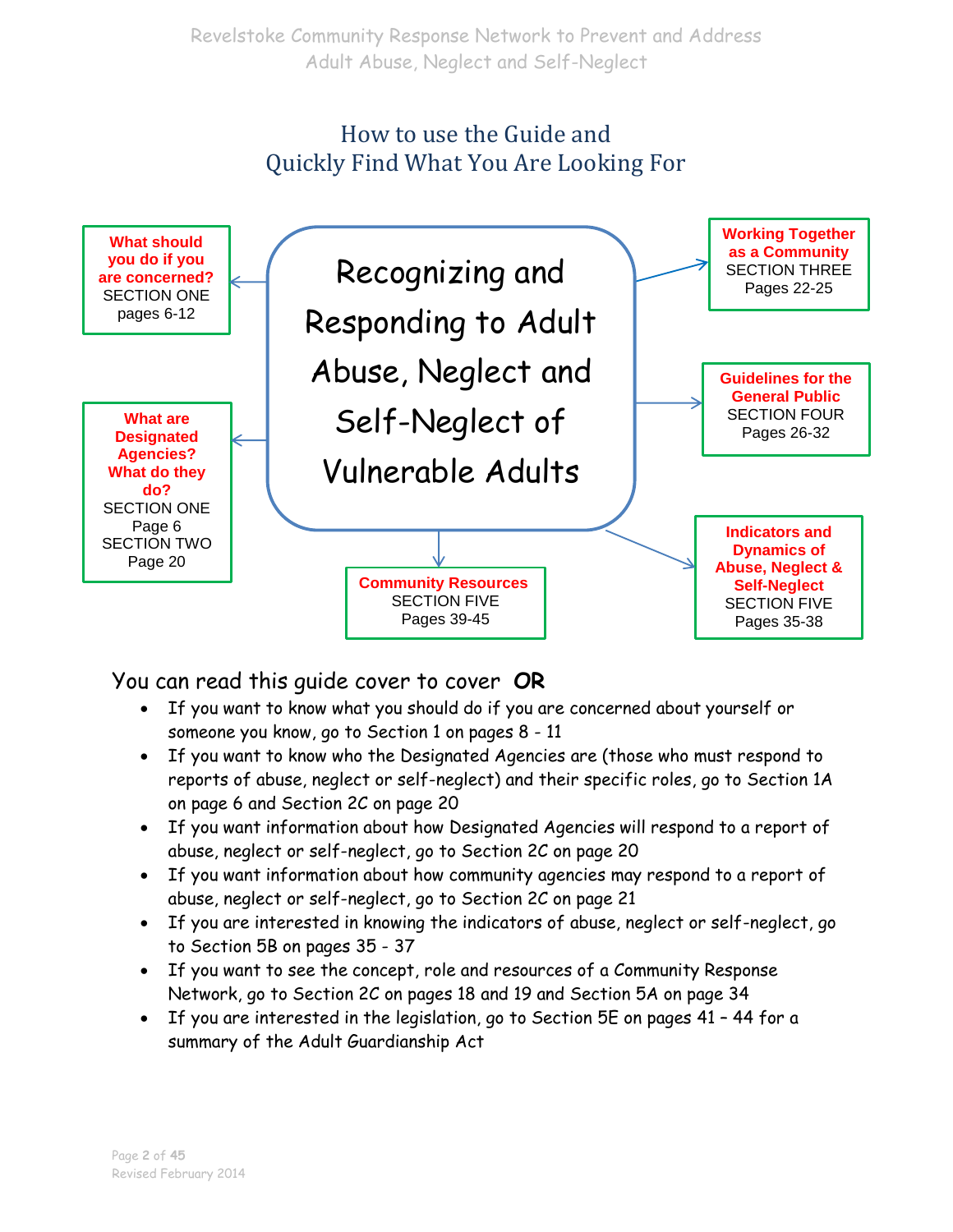# How to use the Guide and Quickly Find What You Are Looking For

Recognizing and Responding to Adult Abuse, Neglect and Self-Neglect of Vulnerable Adults

**What should you do if you are concerned?**
SECTION ONE
pages 6-12

**What are Designated Agencies? What do they do?**
SECTION ONE
Page 6
SECTION TWO
Page 20

**Community Resources**
SECTION FIVE
Pages 39-45

**Working Together as a Community**
SECTION THREE
Pages 22-25

**Guidelines for the General Public**
SECTION FOUR
Pages 26-32

**Indicators and Dynamics of Abuse, Neglect & Self-Neglect**
SECTION FIVE
Pages 35-38

You can read this guide cover to cover **OR**

- If you want to know what you should do if you are concerned about yourself or someone you know, go to Section 1 on pages 8 - 11
- If you want to know who the Designated Agencies are (those who must respond to reports of abuse, neglect or self-neglect) and their specific roles, go to Section 1A on page 6 and Section 2C on page 20
- If you want information about how Designated Agencies will respond to a report of abuse, neglect or self-neglect, go to Section 2C on page 20
- If you want information about how community agencies may respond to a report of abuse, neglect or self-neglect, go to Section 2C on page 21
- If you are interested in knowing the indicators of abuse, neglect or self-neglect, go to Section 5B on pages 35 - 37
- If you want to see the concept, role and resources of a Community Response Network, go to Section 2C on pages 18 and 19 and Section 5A on page 34
- If you are interested in the legislation, go to Section 5E on pages 41 – 44 for a summary of the Adult Guardianship Act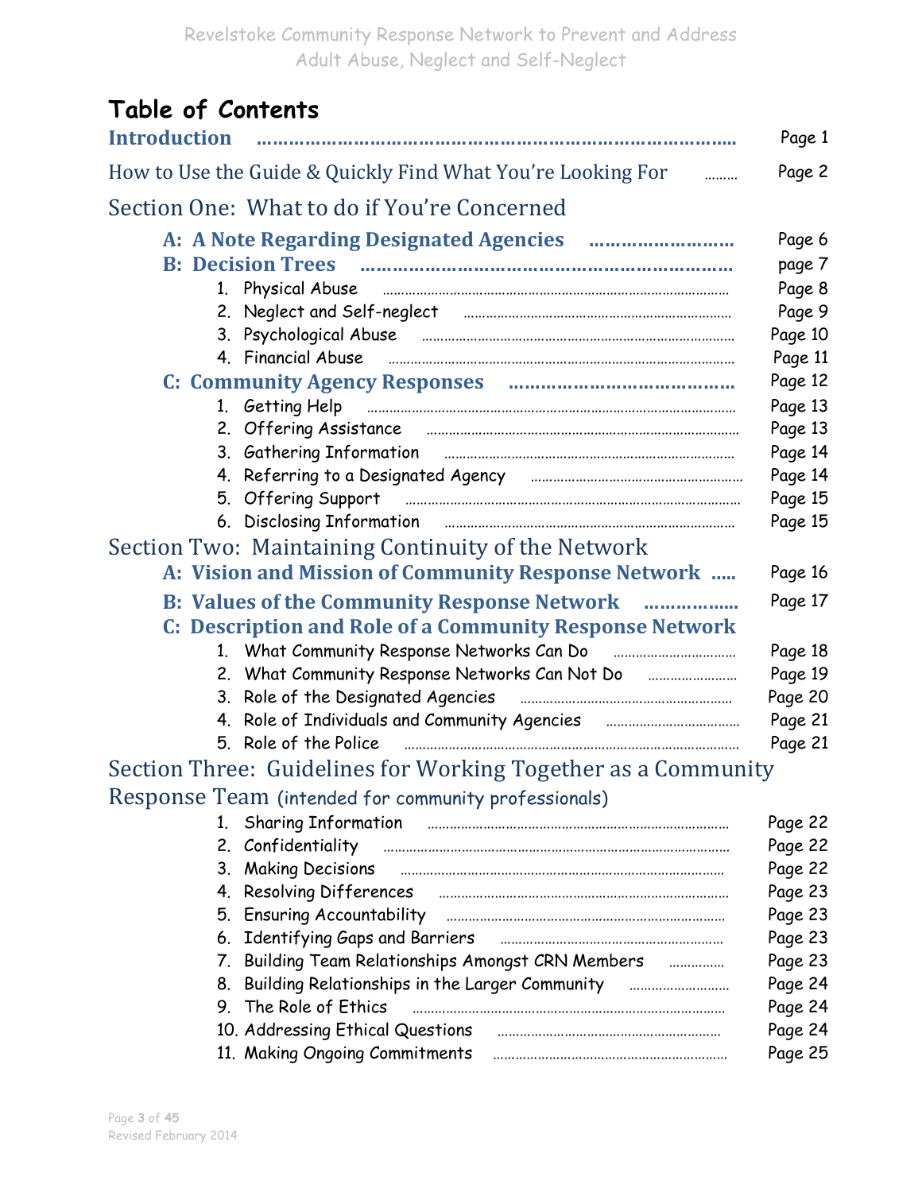# Table of Contents

| | |
|---|---|
| **Introduction** | Page 1 |
| How to Use the Guide & Quickly Find What You're Looking For | Page 2 |
| **Section One: What to do if You're Concerned** | |
| **A: A Note Regarding Designated Agencies** | Page 6 |
| **B: Decision Trees** | page 7 |
| 1. Physical Abuse | Page 8 |
| 2. Neglect and Self-neglect | Page 9 |
| 3. Psychological Abuse | Page 10 |
| 4. Financial Abuse | Page 11 |
| **C: Community Agency Responses** | Page 12 |
| 1. Getting Help | Page 13 |
| 2. Offering Assistance | Page 13 |
| 3. Gathering Information | Page 14 |
| 4. Referring to a Designated Agency | Page 14 |
| 5. Offering Support | Page 15 |
| 6. Disclosing Information | Page 15 |
| **Section Two: Maintaining Continuity of the Network** | |
| **A: Vision and Mission of Community Response Network** | Page 16 |
| **B: Values of the Community Response Network** | Page 17 |
| **C: Description and Role of a Community Response Network** | |
| 1. What Community Response Networks Can Do | Page 18 |
| 2. What Community Response Networks Can Not Do | Page 19 |
| 3. Role of the Designated Agencies | Page 20 |
| 4. Role of Individuals and Community Agencies | Page 21 |
| 5. Role of the Police | Page 21 |
| **Section Three: Guidelines for Working Together as a Community Response Team** (intended for community professionals) | |
| 1. Sharing Information | Page 22 |
| 2. Confidentiality | Page 22 |
| 3. Making Decisions | Page 22 |
| 4. Resolving Differences | Page 23 |
| 5. Ensuring Accountability | Page 23 |
| 6. Identifying Gaps and Barriers | Page 23 |
| 7. Building Team Relationships Amongst CRN Members | Page 23 |
| 8. Building Relationships in the Larger Community | Page 24 |
| 9. The Role of Ethics | Page 24 |
| 10. Addressing Ethical Questions | Page 24 |
| 11. Making Ongoing Commitments | Page 25 |

Revised February 2014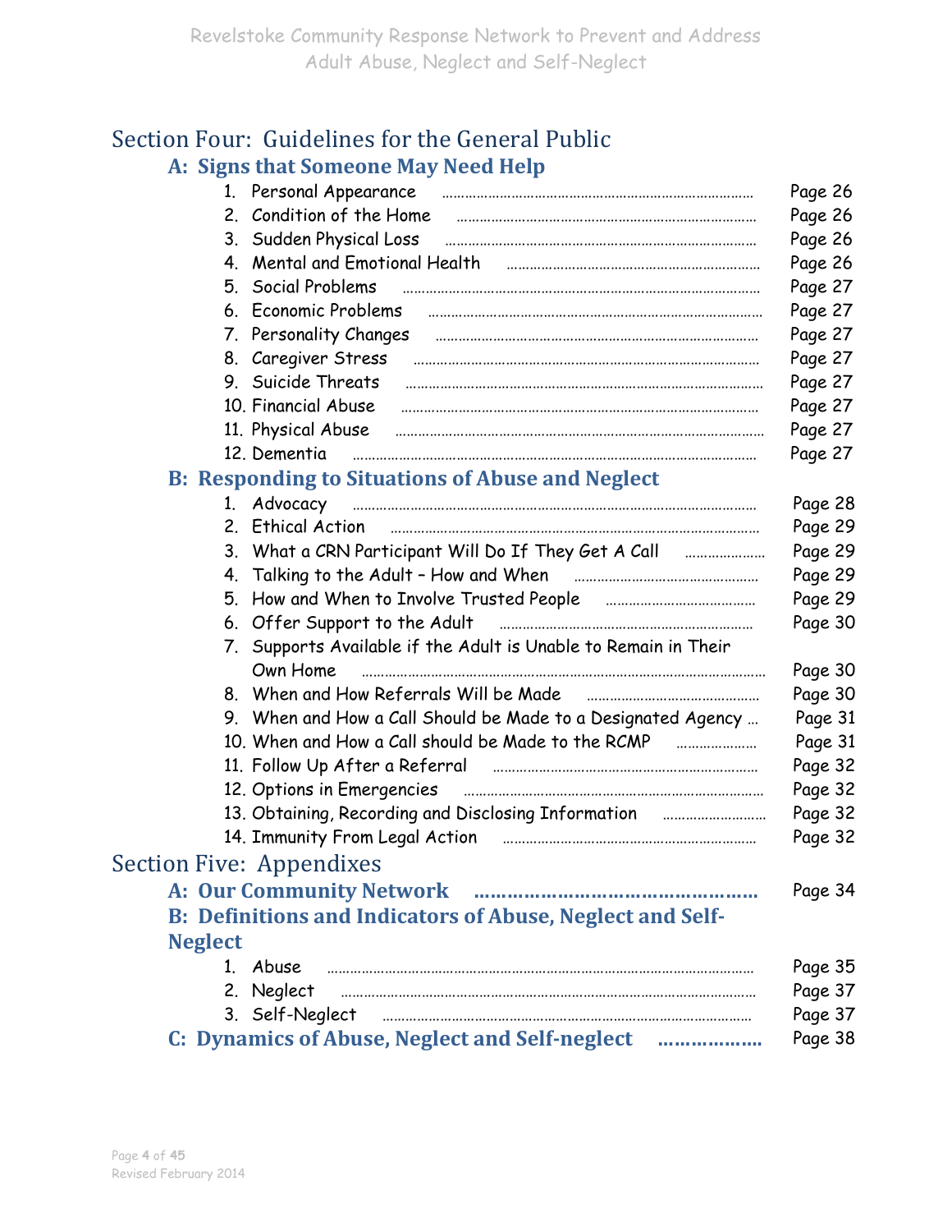# Section Four: Guidelines for the General Public

## A: Signs that Someone May Need Help

1. Personal Appearance ........ Page 26
2. Condition of the Home ........ Page 26
3. Sudden Physical Loss ........ Page 26
4. Mental and Emotional Health ........ Page 26
5. Social Problems ........ Page 27
6. Economic Problems ........ Page 27
7. Personality Changes ........ Page 27
8. Caregiver Stress ........ Page 27
9. Suicide Threats ........ Page 27
10. Financial Abuse ........ Page 27
11. Physical Abuse ........ Page 27
12. Dementia ........ Page 27

## B: Responding to Situations of Abuse and Neglect

1. Advocacy ........ Page 28
2. Ethical Action ........ Page 29
3. What a CRN Participant Will Do If They Get A Call ........ Page 29
4. Talking to the Adult – How and When ........ Page 29
5. How and When to Involve Trusted People ........ Page 29
6. Offer Support to the Adult ........ Page 30
7. Supports Available if the Adult is Unable to Remain in Their Own Home ........ Page 30
8. When and How Referrals Will be Made ........ Page 30
9. When and How a Call Should be Made to a Designated Agency ... Page 31
10. When and How a Call should be Made to the RCMP ........ Page 31
11. Follow Up After a Referral ........ Page 32
12. Options in Emergencies ........ Page 32
13. Obtaining, Recording and Disclosing Information ........ Page 32
14. Immunity From Legal Action ........ Page 32

# Section Five: Appendixes

## A: Our Community Network ........ Page 34

## B: Definitions and Indicators of Abuse, Neglect and Self-Neglect

1. Abuse ........ Page 35
2. Neglect ........ Page 37
3. Self-Neglect ........ Page 37

## C: Dynamics of Abuse, Neglect and Self-neglect ........ Page 38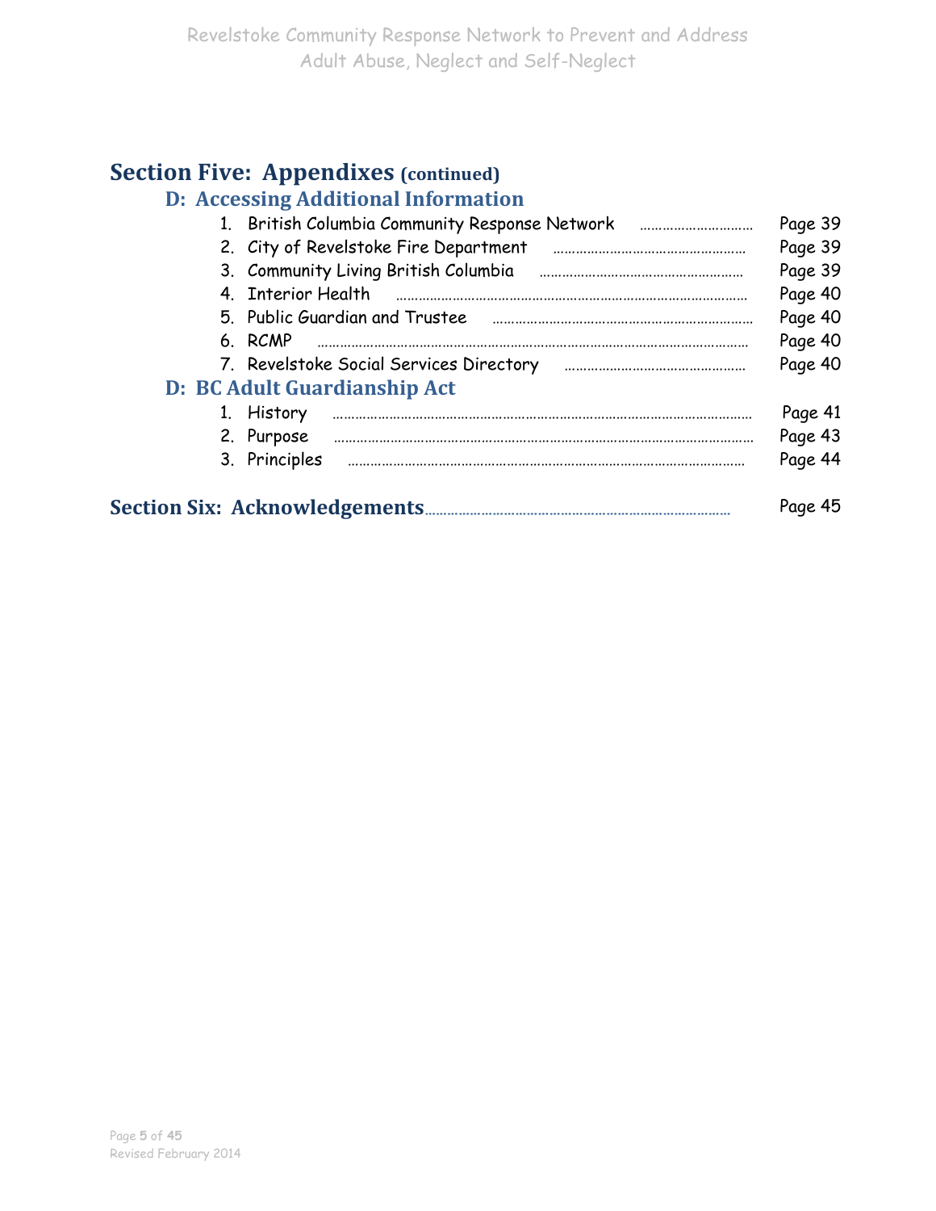## Section Five: Appendixes (continued)

### D: Accessing Additional Information

1. British Columbia Community Response Network ………………………… Page 39
2. City of Revelstoke Fire Department …………………………………………… Page 39
3. Community Living British Columbia ……………………………………………… Page 39
4. Interior Health ………………………………………………………………………………… Page 40
5. Public Guardian and Trustee …………………………………………………………… Page 40
6. RCMP …………………………………………………………………………………………………… Page 40
7. Revelstoke Social Services Directory ……………………………………… Page 40

### D: BC Adult Guardianship Act

1. History …………………………………………………………………………………………………… Page 41
2. Purpose …………………………………………………………………………………………………… Page 43
3. Principles ……………………………………………………………………………………………… Page 44

## Section Six: Acknowledgements…………………………………………………………………… Page 45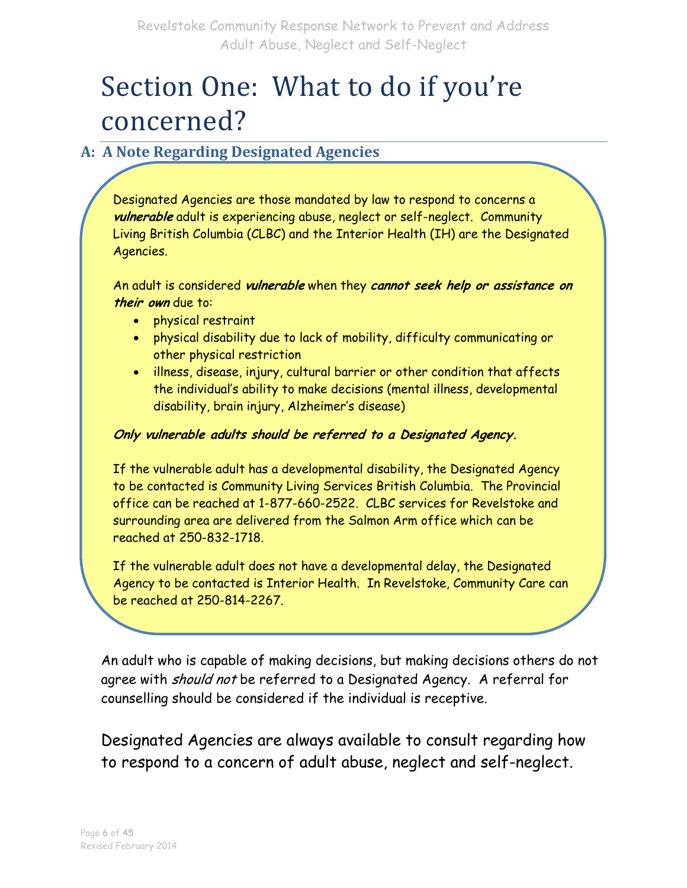# Section One: What to do if you're concerned?

## A: A Note Regarding Designated Agencies

Designated Agencies are those mandated by law to respond to concerns a ***vulnerable*** adult is experiencing abuse, neglect or self-neglect. Community Living British Columbia (CLBC) and the Interior Health (IH) are the Designated Agencies.

An adult is considered ***vulnerable*** when they ***cannot seek help or assistance on their own*** due to:

- physical restraint
- physical disability due to lack of mobility, difficulty communicating or other physical restriction
- illness, disease, injury, cultural barrier or other condition that affects the individual's ability to make decisions (mental illness, developmental disability, brain injury, Alzheimer's disease)

***Only vulnerable adults should be referred to a Designated Agency.***

If the vulnerable adult has a developmental disability, the Designated Agency to be contacted is Community Living Services British Columbia. The Provincial office can be reached at 1-877-660-2522. CLBC services for Revelstoke and surrounding area are delivered from the Salmon Arm office which can be reached at 250-832-1718.

If the vulnerable adult does not have a developmental delay, the Designated Agency to be contacted is Interior Health. In Revelstoke, Community Care can be reached at 250-814-2267.

An adult who is capable of making decisions, but making decisions others do not agree with *should not* be referred to a Designated Agency. A referral for counselling should be considered if the individual is receptive.

Designated Agencies are always available to consult regarding how to respond to a concern of adult abuse, neglect and self-neglect.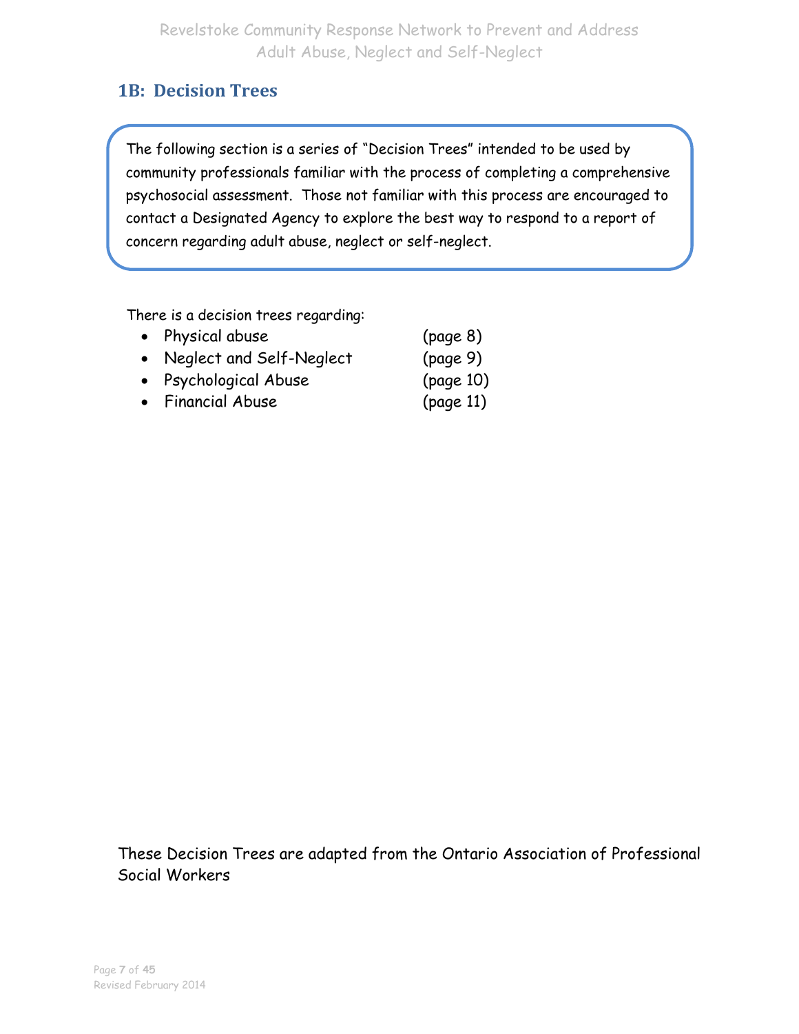## 1B: Decision Trees

The following section is a series of "Decision Trees" intended to be used by community professionals familiar with the process of completing a comprehensive psychosocial assessment. Those not familiar with this process are encouraged to contact a Designated Agency to explore the best way to respond to a report of concern regarding adult abuse, neglect or self-neglect.

There is a decision trees regarding:

- Physical abuse (page 8)
- Neglect and Self-Neglect (page 9)
- Psychological Abuse (page 10)
- Financial Abuse (page 11)

These Decision Trees are adapted from the Ontario Association of Professional Social Workers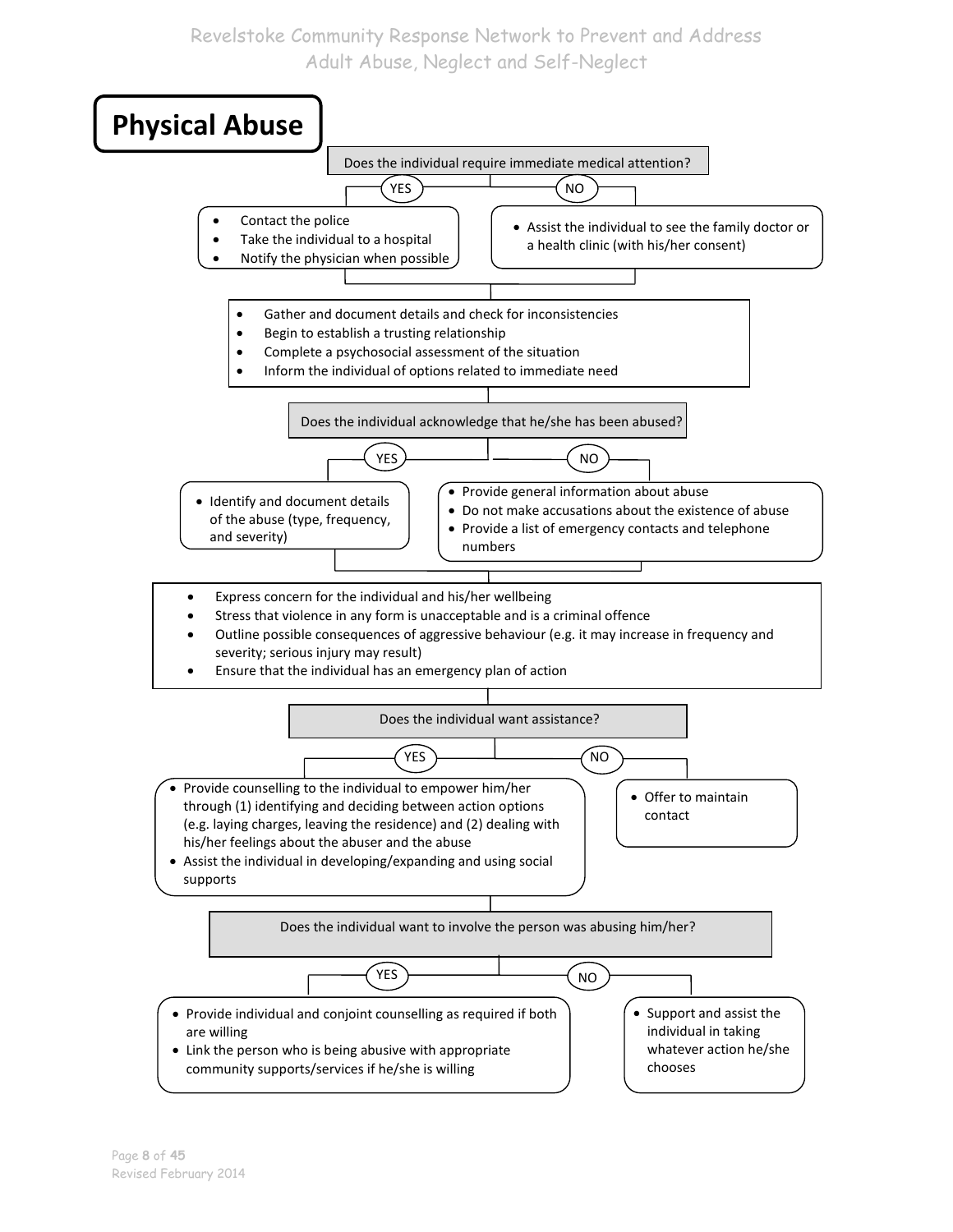# Physical Abuse

**Does the individual require immediate medical attention?**

**YES**

- Contact the police
- Take the individual to a hospital
- Notify the physician when possible

**NO**

- Assist the individual to see the family doctor or a health clinic (with his/her consent)

---

- Gather and document details and check for inconsistencies
- Begin to establish a trusting relationship
- Complete a psychosocial assessment of the situation
- Inform the individual of options related to immediate need

**Does the individual acknowledge that he/she has been abused?**

**YES**

- Identify and document details of the abuse (type, frequency, and severity)

**NO**

- Provide general information about abuse
- Do not make accusations about the existence of abuse
- Provide a list of emergency contacts and telephone numbers

---

- Express concern for the individual and his/her wellbeing
- Stress that violence in any form is unacceptable and is a criminal offence
- Outline possible consequences of aggressive behaviour (e.g. it may increase in frequency and severity; serious injury may result)
- Ensure that the individual has an emergency plan of action

**Does the individual want assistance?**

**YES**

- Provide counselling to the individual to empower him/her through (1) identifying and deciding between action options (e.g. laying charges, leaving the residence) and (2) dealing with his/her feelings about the abuser and the abuse
- Assist the individual in developing/expanding and using social supports

**NO**

- Offer to maintain contact

**Does the individual want to involve the person was abusing him/her?**

**YES**

- Provide individual and conjoint counselling as required if both are willing
- Link the person who is being abusive with appropriate community supports/services if he/she is willing

**NO**

- Support and assist the individual in taking whatever action he/she chooses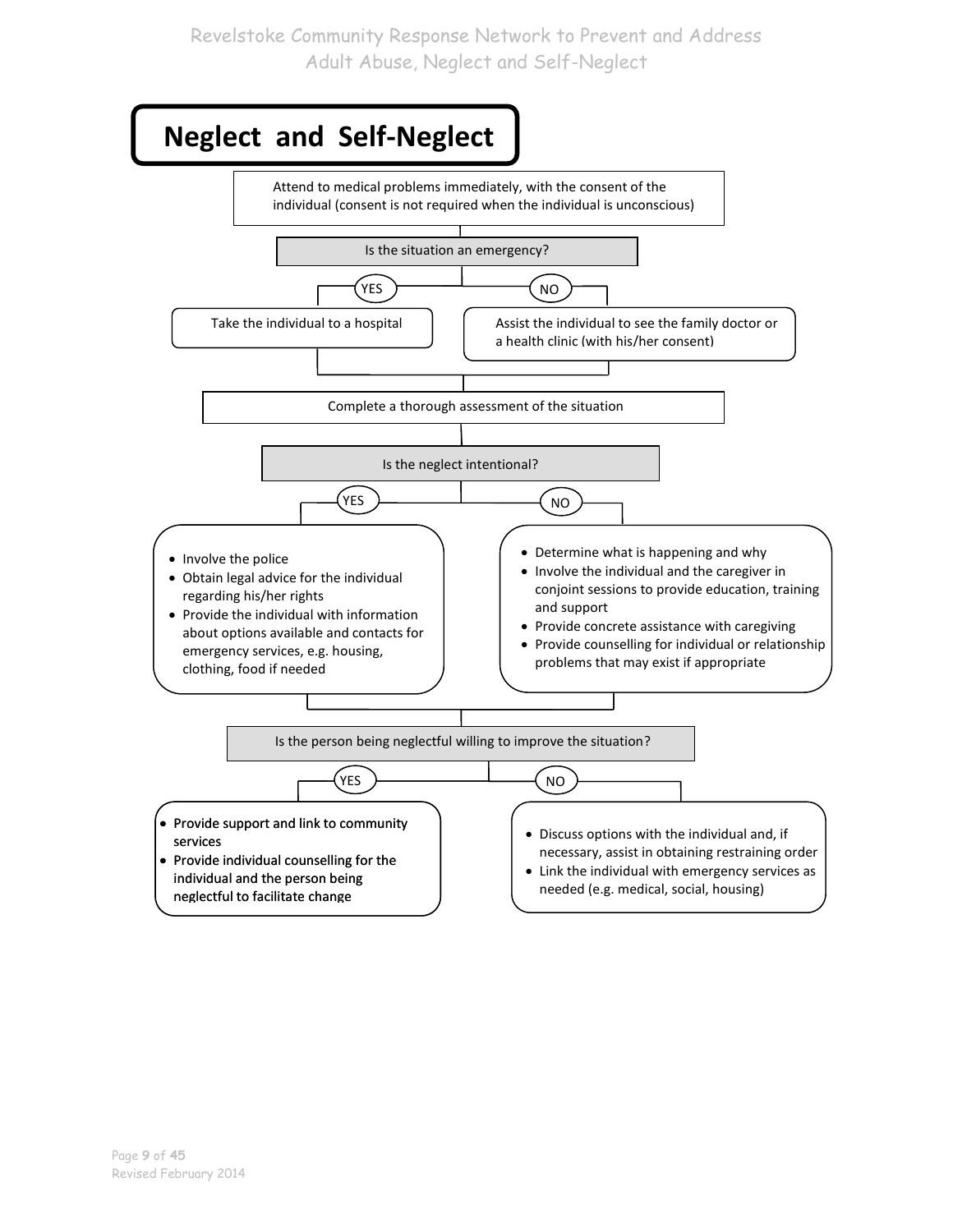# Neglect and Self-Neglect

Attend to medical problems immediately, with the consent of the individual (consent is not required when the individual is unconscious)

**Is the situation an emergency?**

- **YES:** Take the individual to a hospital
- **NO:** Assist the individual to see the family doctor or a health clinic (with his/her consent)

Complete a thorough assessment of the situation

**Is the neglect intentional?**

- **YES:**
  - Involve the police
  - Obtain legal advice for the individual regarding his/her rights
  - Provide the individual with information about options available and contacts for emergency services, e.g. housing, clothing, food if needed
- **NO:**
  - Determine what is happening and why
  - Involve the individual and the caregiver in conjoint sessions to provide education, training and support
  - Provide concrete assistance with caregiving
  - Provide counselling for individual or relationship problems that may exist if appropriate

**Is the person being neglectful willing to improve the situation?**

- **YES:**
  - Provide support and link to community services
  - Provide individual counselling for the individual and the person being neglectful to facilitate change
- **NO:**
  - Discuss options with the individual and, if necessary, assist in obtaining restraining order
  - Link the individual with emergency services as needed (e.g. medical, social, housing)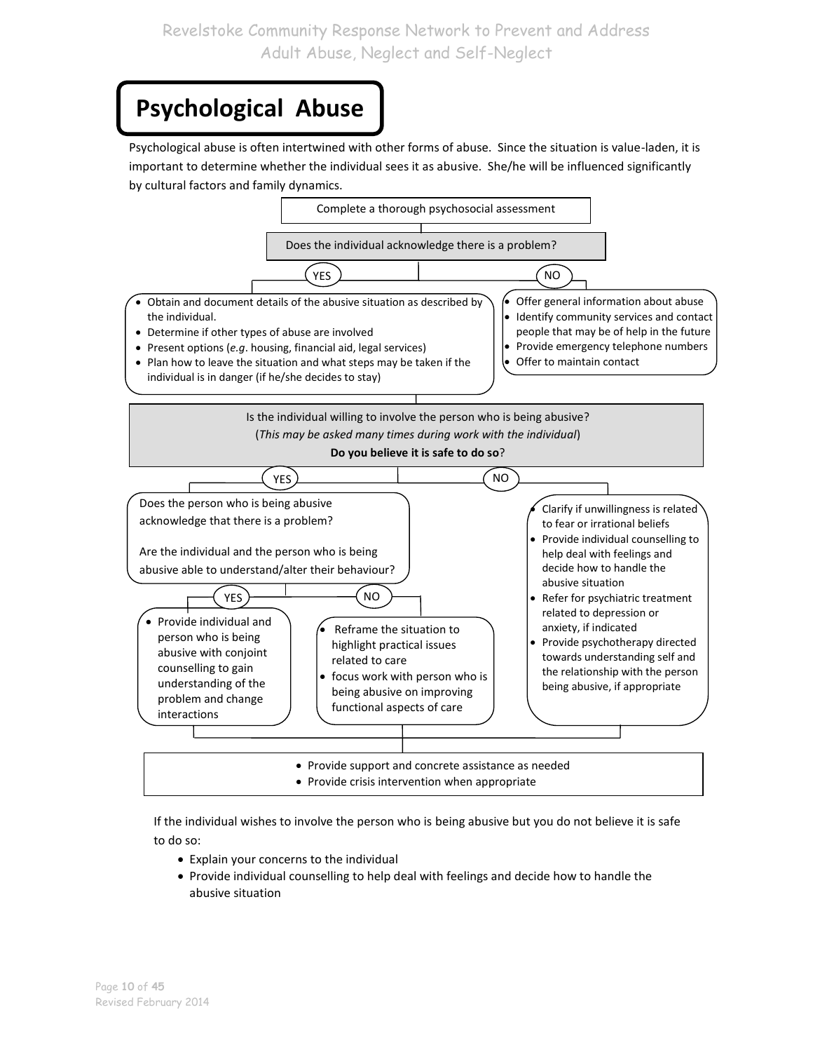# Psychological Abuse

Psychological abuse is often intertwined with other forms of abuse. Since the situation is value-laden, it is important to determine whether the individual sees it as abusive. She/he will be influenced significantly by cultural factors and family dynamics.

Complete a thorough psychosocial assessment

**Does the individual acknowledge there is a problem?**

**YES:**

- Obtain and document details of the abusive situation as described by the individual.
- Determine if other types of abuse are involved
- Present options (*e.g*. housing, financial aid, legal services)
- Plan how to leave the situation and what steps may be taken if the individual is in danger (if he/she decides to stay)

**NO:**

- Offer general information about abuse
- Identify community services and contact people that may be of help in the future
- Provide emergency telephone numbers
- Offer to maintain contact

**Is the individual willing to involve the person who is being abusive?**
(*This may be asked many times during work with the individual*)
**Do you believe it is safe to do so?**

**YES:**

Does the person who is being abusive acknowledge that there is a problem?

Are the individual and the person who is being abusive able to understand/alter their behaviour?

- **YES:**
  - Provide individual and person who is being abusive with conjoint counselling to gain understanding of the problem and change interactions
- **NO:**
  - Reframe the situation to highlight practical issues related to care
  - focus work with person who is being abusive on improving functional aspects of care

**NO:**

- Clarify if unwillingness is related to fear or irrational beliefs
- Provide individual counselling to help deal with feelings and decide how to handle the abusive situation
- Refer for psychiatric treatment related to depression or anxiety, if indicated
- Provide psychotherapy directed towards understanding self and the relationship with the person being abusive, if appropriate

**All paths:**

- Provide support and concrete assistance as needed
- Provide crisis intervention when appropriate

If the individual wishes to involve the person who is being abusive but you do not believe it is safe to do so:

- Explain your concerns to the individual
- Provide individual counselling to help deal with feelings and decide how to handle the abusive situation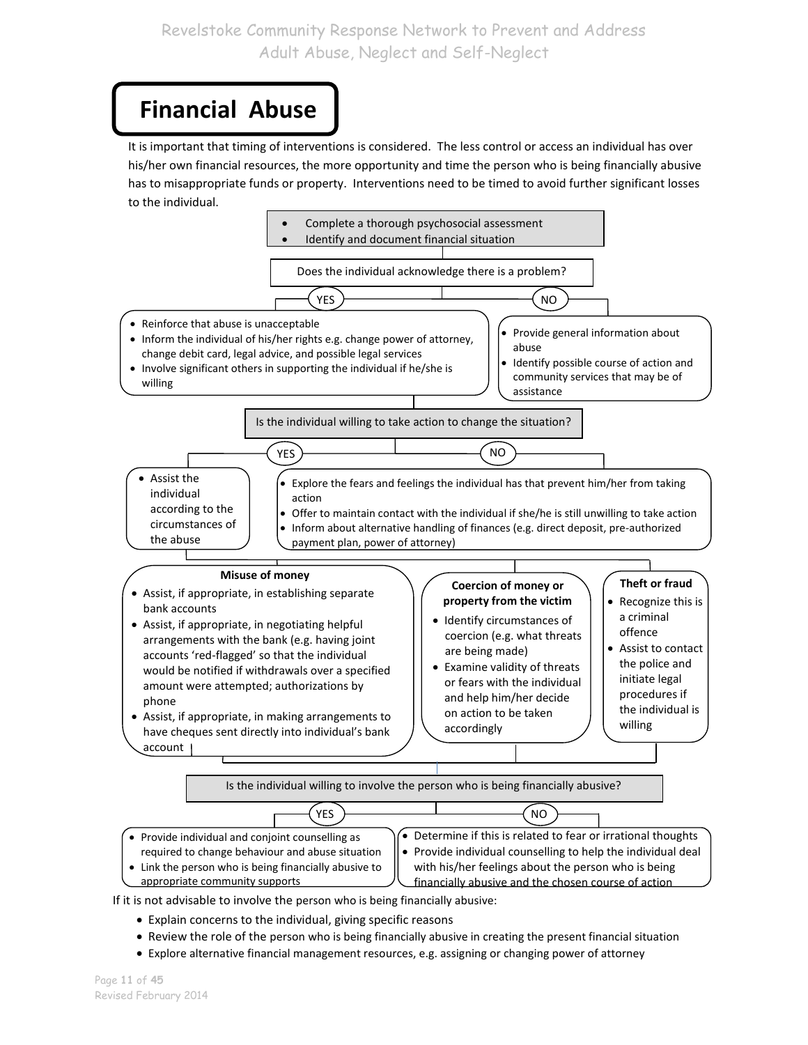# Financial Abuse

It is important that timing of interventions is considered. The less control or access an individual has over his/her own financial resources, the more opportunity and time the person who is being financially abusive has to misappropriate funds or property. Interventions need to be timed to avoid further significant losses to the individual.

- Complete a thorough psychosocial assessment
- Identify and document financial situation

**Does the individual acknowledge there is a problem?**

**YES**

- Reinforce that abuse is unacceptable
- Inform the individual of his/her rights e.g. change power of attorney, change debit card, legal advice, and possible legal services
- Involve significant others in supporting the individual if he/she is willing

**NO**

- Provide general information about abuse
- Identify possible course of action and community services that may be of assistance

**Is the individual willing to take action to change the situation?**

**YES**

- Assist the individual according to the circumstances of the abuse

**NO**

- Explore the fears and feelings the individual has that prevent him/her from taking action
- Offer to maintain contact with the individual if she/he is still unwilling to take action
- Inform about alternative handling of finances (e.g. direct deposit, pre-authorized payment plan, power of attorney)

**Misuse of money**

- Assist, if appropriate, in establishing separate bank accounts
- Assist, if appropriate, in negotiating helpful arrangements with the bank (e.g. having joint accounts 'red-flagged' so that the individual would be notified if withdrawals over a specified amount were attempted; authorizations by phone
- Assist, if appropriate, in making arrangements to have cheques sent directly into individual's bank account

**Coercion of money or property from the victim**

- Identify circumstances of coercion (e.g. what threats are being made)
- Examine validity of threats or fears with the individual and help him/her decide on action to be taken accordingly

**Theft or fraud**

- Recognize this is a criminal offence
- Assist to contact the police and initiate legal procedures if the individual is willing

**Is the individual willing to involve the person who is being financially abusive?**

**YES**

- Provide individual and conjoint counselling as required to change behaviour and abuse situation
- Link the person who is being financially abusive to appropriate community supports

**NO**

- Determine if this is related to fear or irrational thoughts
- Provide individual counselling to help the individual deal with his/her feelings about the person who is being financially abusive and the chosen course of action

If it is not advisable to involve the person who is being financially abusive:

- Explain concerns to the individual, giving specific reasons
- Review the role of the person who is being financially abusive in creating the present financial situation
- Explore alternative financial management resources, e.g. assigning or changing power of attorney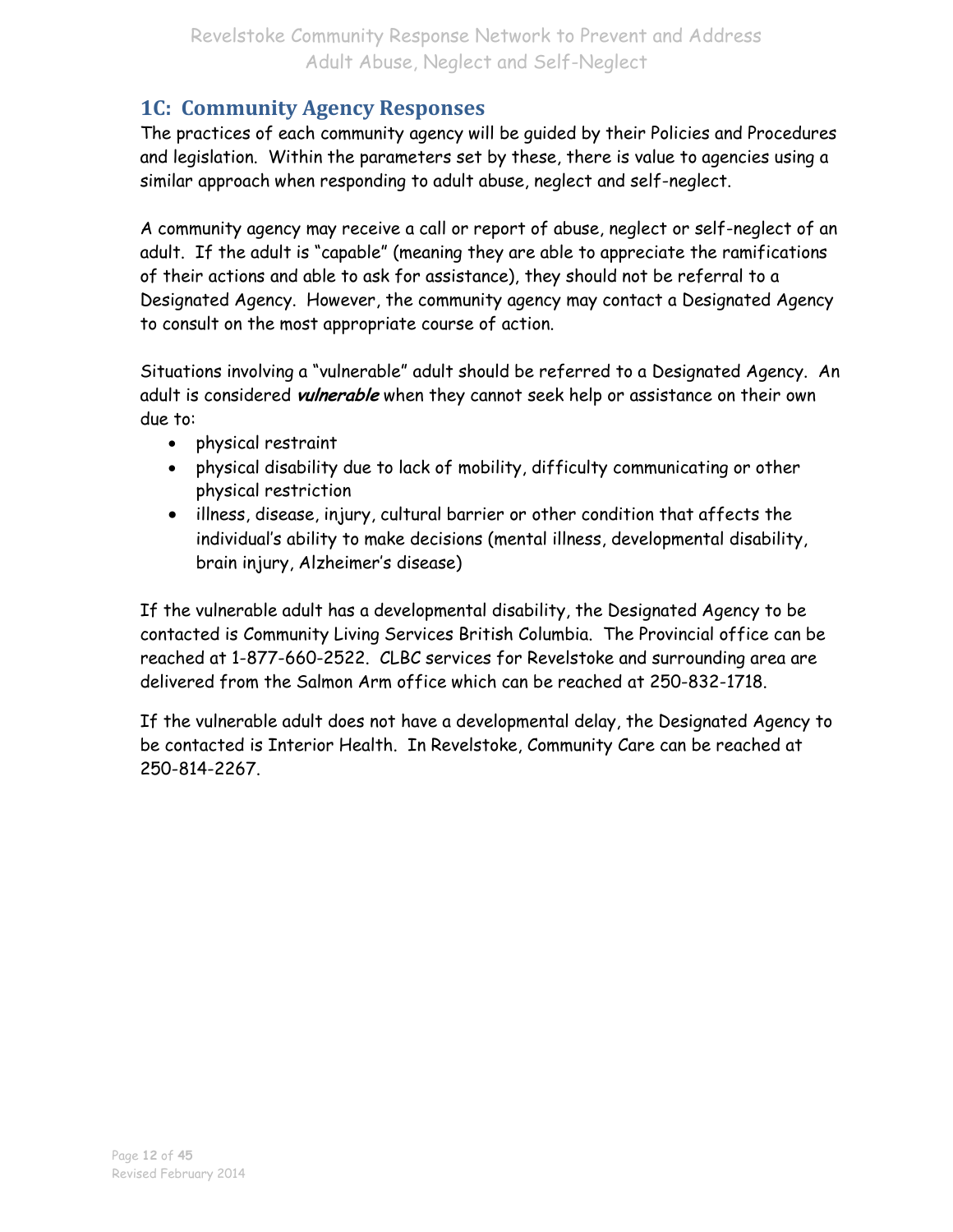## 1C: Community Agency Responses

The practices of each community agency will be guided by their Policies and Procedures and legislation. Within the parameters set by these, there is value to agencies using a similar approach when responding to adult abuse, neglect and self-neglect.

A community agency may receive a call or report of abuse, neglect or self-neglect of an adult. If the adult is "capable" (meaning they are able to appreciate the ramifications of their actions and able to ask for assistance), they should not be referral to a Designated Agency. However, the community agency may contact a Designated Agency to consult on the most appropriate course of action.

Situations involving a "vulnerable" adult should be referred to a Designated Agency. An adult is considered ***vulnerable*** when they cannot seek help or assistance on their own due to:

- physical restraint
- physical disability due to lack of mobility, difficulty communicating or other physical restriction
- illness, disease, injury, cultural barrier or other condition that affects the individual's ability to make decisions (mental illness, developmental disability, brain injury, Alzheimer's disease)

If the vulnerable adult has a developmental disability, the Designated Agency to be contacted is Community Living Services British Columbia. The Provincial office can be reached at 1-877-660-2522. CLBC services for Revelstoke and surrounding area are delivered from the Salmon Arm office which can be reached at 250-832-1718.

If the vulnerable adult does not have a developmental delay, the Designated Agency to be contacted is Interior Health. In Revelstoke, Community Care can be reached at 250-814-2267.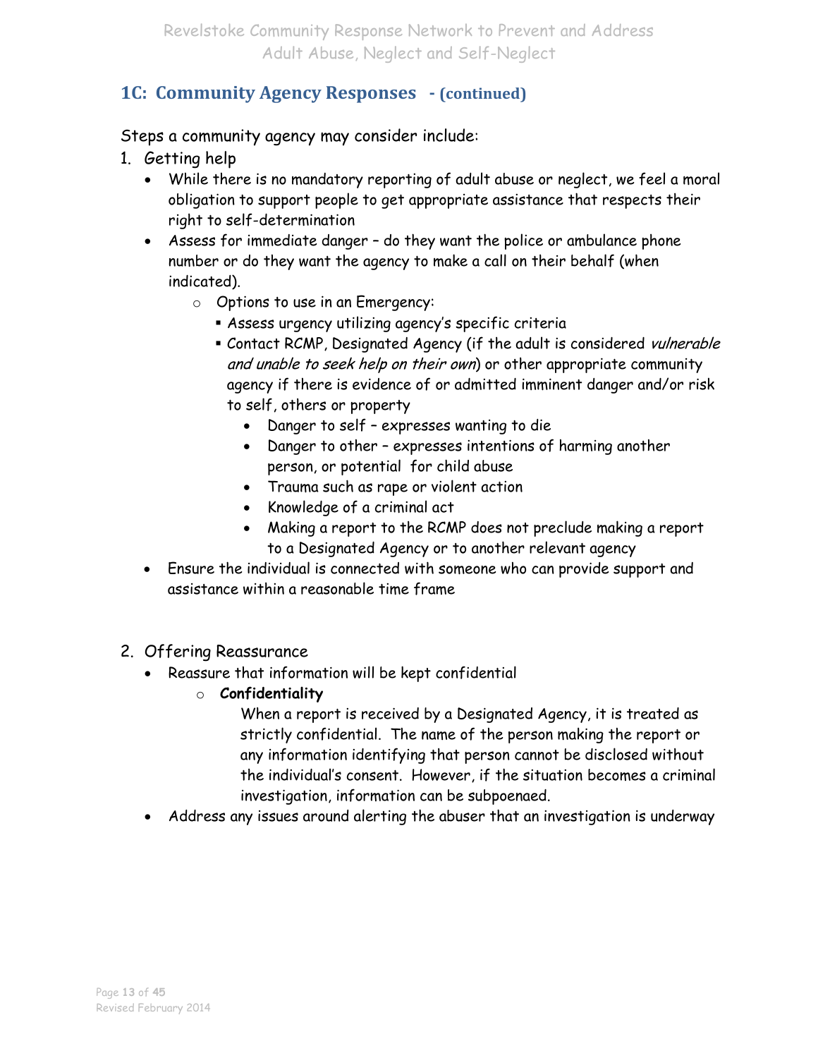## 1C: Community Agency Responses - (continued)

Steps a community agency may consider include:

1. Getting help
   - While there is no mandatory reporting of adult abuse or neglect, we feel a moral obligation to support people to get appropriate assistance that respects their right to self-determination
   - Assess for immediate danger – do they want the police or ambulance phone number or do they want the agency to make a call on their behalf (when indicated).
     - Options to use in an Emergency:
       - Assess urgency utilizing agency's specific criteria
       - Contact RCMP, Designated Agency (if the adult is considered *vulnerable and unable to seek help on their own*) or other appropriate community agency if there is evidence of or admitted imminent danger and/or risk to self, others or property
         - Danger to self – expresses wanting to die
         - Danger to other – expresses intentions of harming another person, or potential for child abuse
         - Trauma such as rape or violent action
         - Knowledge of a criminal act
         - Making a report to the RCMP does not preclude making a report to a Designated Agency or to another relevant agency
   - Ensure the individual is connected with someone who can provide support and assistance within a reasonable time frame

2. Offering Reassurance
   - Reassure that information will be kept confidential
     - **Confidentiality**

       When a report is received by a Designated Agency, it is treated as strictly confidential. The name of the person making the report or any information identifying that person cannot be disclosed without the individual's consent. However, if the situation becomes a criminal investigation, information can be subpoenaed.
   - Address any issues around alerting the abuser that an investigation is underway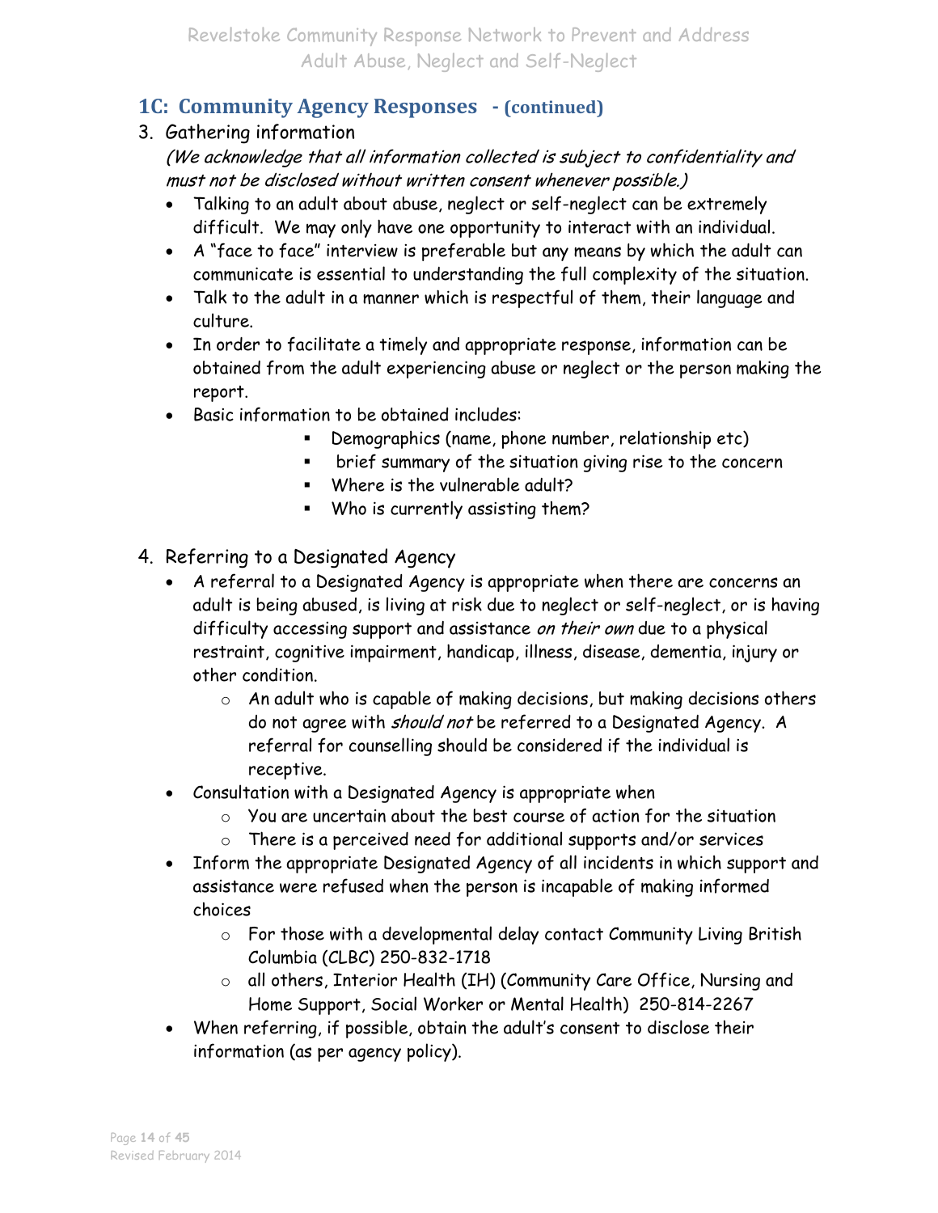## 1C: Community Agency Responses - (continued)

3. Gathering information

   *(We acknowledge that all information collected is subject to confidentiality and must not be disclosed without written consent whenever possible.)*

   - Talking to an adult about abuse, neglect or self-neglect can be extremely difficult. We may only have one opportunity to interact with an individual.
   - A "face to face" interview is preferable but any means by which the adult can communicate is essential to understanding the full complexity of the situation.
   - Talk to the adult in a manner which is respectful of them, their language and culture.
   - In order to facilitate a timely and appropriate response, information can be obtained from the adult experiencing abuse or neglect or the person making the report.
   - Basic information to be obtained includes:
     - Demographics (name, phone number, relationship etc)
     - brief summary of the situation giving rise to the concern
     - Where is the vulnerable adult?
     - Who is currently assisting them?

4. Referring to a Designated Agency

   - A referral to a Designated Agency is appropriate when there are concerns an adult is being abused, is living at risk due to neglect or self-neglect, or is having difficulty accessing support and assistance *on their own* due to a physical restraint, cognitive impairment, handicap, illness, disease, dementia, injury or other condition.
     - An adult who is capable of making decisions, but making decisions others do not agree with *should not* be referred to a Designated Agency. A referral for counselling should be considered if the individual is receptive.
   - Consultation with a Designated Agency is appropriate when
     - You are uncertain about the best course of action for the situation
     - There is a perceived need for additional supports and/or services
   - Inform the appropriate Designated Agency of all incidents in which support and assistance were refused when the person is incapable of making informed choices
     - For those with a developmental delay contact Community Living British Columbia (CLBC) 250-832-1718
     - all others, Interior Health (IH) (Community Care Office, Nursing and Home Support, Social Worker or Mental Health) 250-814-2267
   - When referring, if possible, obtain the adult's consent to disclose their information (as per agency policy).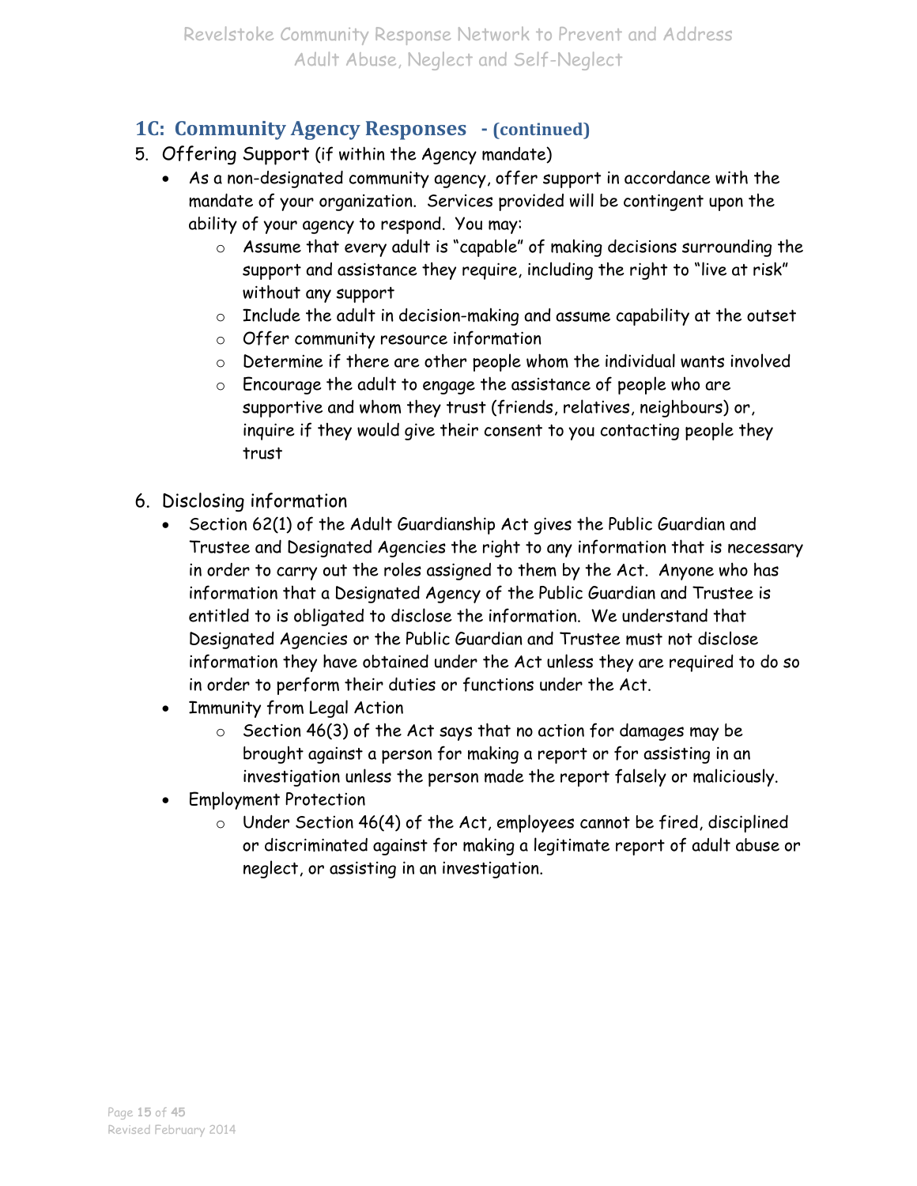## 1C: Community Agency Responses - (continued)

5. Offering Support (if within the Agency mandate)
   - As a non-designated community agency, offer support in accordance with the mandate of your organization. Services provided will be contingent upon the ability of your agency to respond. You may:
     - Assume that every adult is "capable" of making decisions surrounding the support and assistance they require, including the right to "live at risk" without any support
     - Include the adult in decision-making and assume capability at the outset
     - Offer community resource information
     - Determine if there are other people whom the individual wants involved
     - Encourage the adult to engage the assistance of people who are supportive and whom they trust (friends, relatives, neighbours) or, inquire if they would give their consent to you contacting people they trust

6. Disclosing information
   - Section 62(1) of the Adult Guardianship Act gives the Public Guardian and Trustee and Designated Agencies the right to any information that is necessary in order to carry out the roles assigned to them by the Act. Anyone who has information that a Designated Agency of the Public Guardian and Trustee is entitled to is obligated to disclose the information. We understand that Designated Agencies or the Public Guardian and Trustee must not disclose information they have obtained under the Act unless they are required to do so in order to perform their duties or functions under the Act.
   - Immunity from Legal Action
     - Section 46(3) of the Act says that no action for damages may be brought against a person for making a report or for assisting in an investigation unless the person made the report falsely or maliciously.
   - Employment Protection
     - Under Section 46(4) of the Act, employees cannot be fired, disciplined or discriminated against for making a legitimate report of adult abuse or neglect, or assisting in an investigation.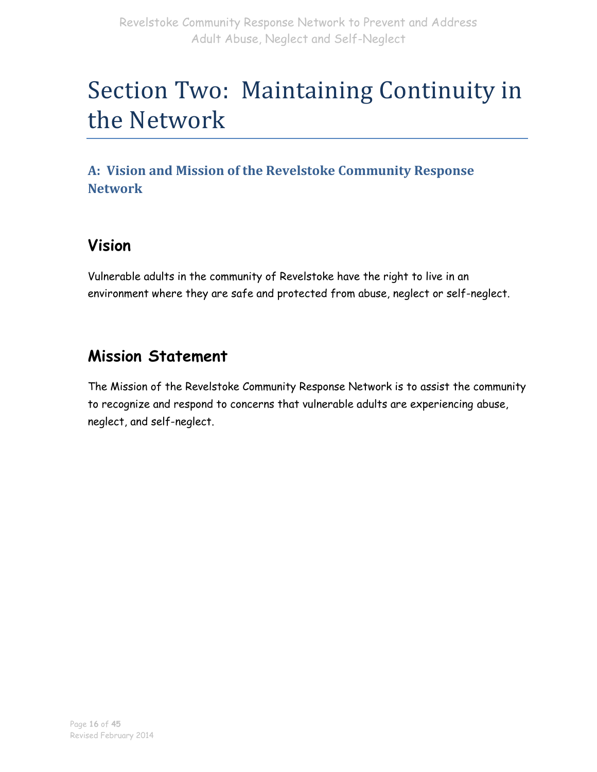# Section Two: Maintaining Continuity in the Network

## A: Vision and Mission of the Revelstoke Community Response Network

### Vision

Vulnerable adults in the community of Revelstoke have the right to live in an environment where they are safe and protected from abuse, neglect or self-neglect.

### Mission Statement

The Mission of the Revelstoke Community Response Network is to assist the community to recognize and respond to concerns that vulnerable adults are experiencing abuse, neglect, and self-neglect.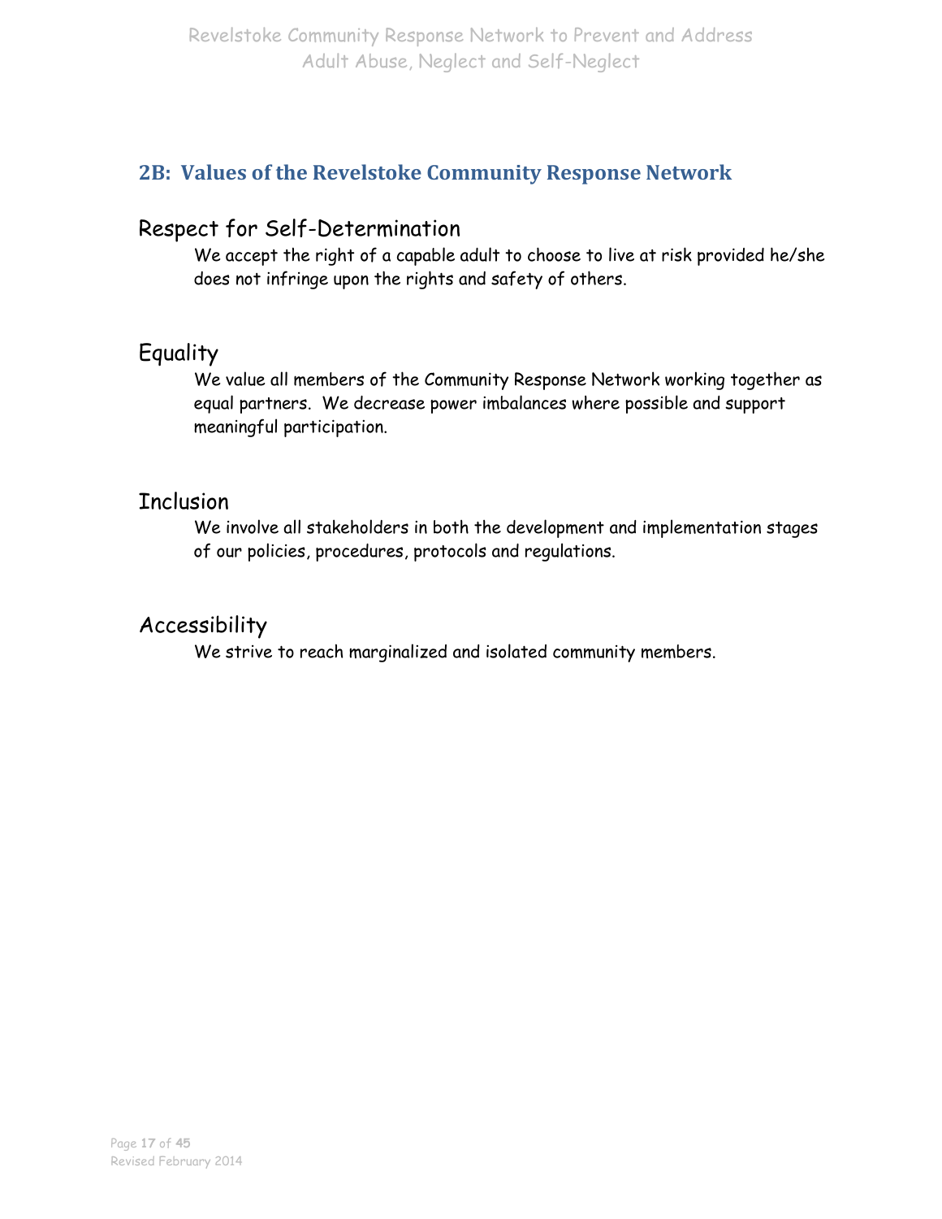## 2B: Values of the Revelstoke Community Response Network

### Respect for Self-Determination

We accept the right of a capable adult to choose to live at risk provided he/she does not infringe upon the rights and safety of others.

### Equality

We value all members of the Community Response Network working together as equal partners. We decrease power imbalances where possible and support meaningful participation.

### Inclusion

We involve all stakeholders in both the development and implementation stages of our policies, procedures, protocols and regulations.

### Accessibility

We strive to reach marginalized and isolated community members.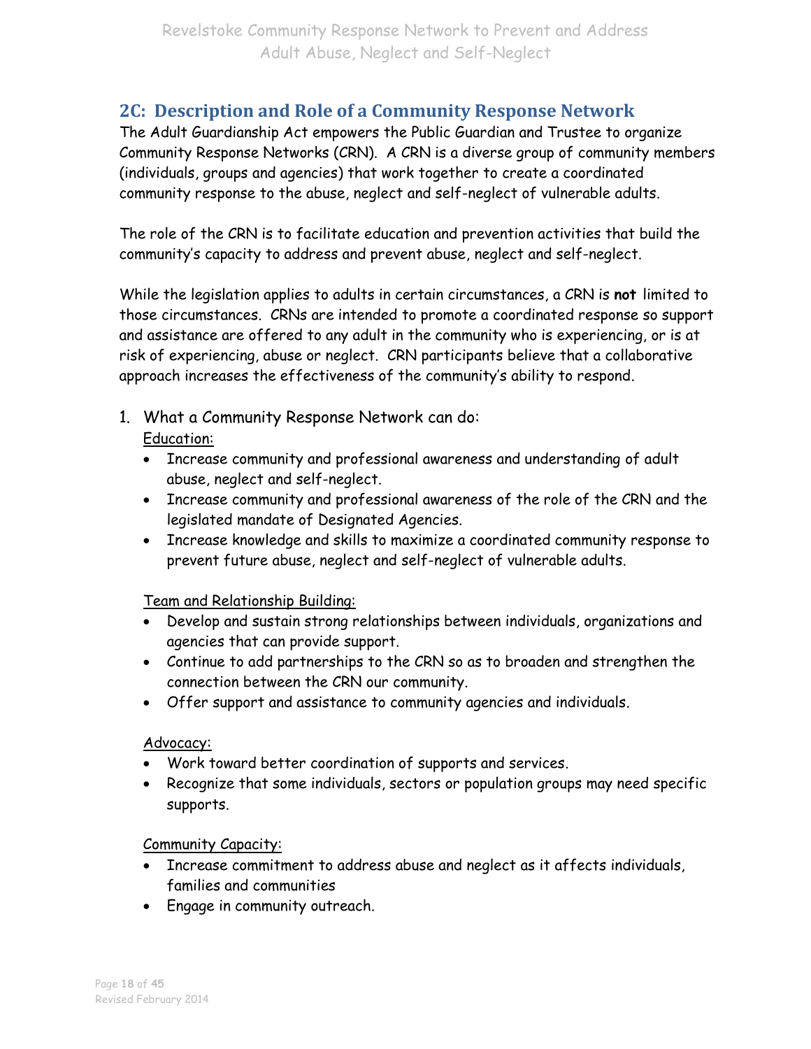## 2C: Description and Role of a Community Response Network

The Adult Guardianship Act empowers the Public Guardian and Trustee to organize Community Response Networks (CRN). A CRN is a diverse group of community members (individuals, groups and agencies) that work together to create a coordinated community response to the abuse, neglect and self-neglect of vulnerable adults.

The role of the CRN is to facilitate education and prevention activities that build the community's capacity to address and prevent abuse, neglect and self-neglect.

While the legislation applies to adults in certain circumstances, a CRN is **not** limited to those circumstances. CRNs are intended to promote a coordinated response so support and assistance are offered to any adult in the community who is experiencing, or is at risk of experiencing, abuse or neglect. CRN participants believe that a collaborative approach increases the effectiveness of the community's ability to respond.

1. What a Community Response Network can do:

   <u>Education:</u>

   - Increase community and professional awareness and understanding of adult abuse, neglect and self-neglect.
   - Increase community and professional awareness of the role of the CRN and the legislated mandate of Designated Agencies.
   - Increase knowledge and skills to maximize a coordinated community response to prevent future abuse, neglect and self-neglect of vulnerable adults.

   <u>Team and Relationship Building:</u>

   - Develop and sustain strong relationships between individuals, organizations and agencies that can provide support.
   - Continue to add partnerships to the CRN so as to broaden and strengthen the connection between the CRN our community.
   - Offer support and assistance to community agencies and individuals.

   <u>Advocacy:</u>

   - Work toward better coordination of supports and services.
   - Recognize that some individuals, sectors or population groups may need specific supports.

   <u>Community Capacity:</u>

   - Increase commitment to address abuse and neglect as it affects individuals, families and communities
   - Engage in community outreach.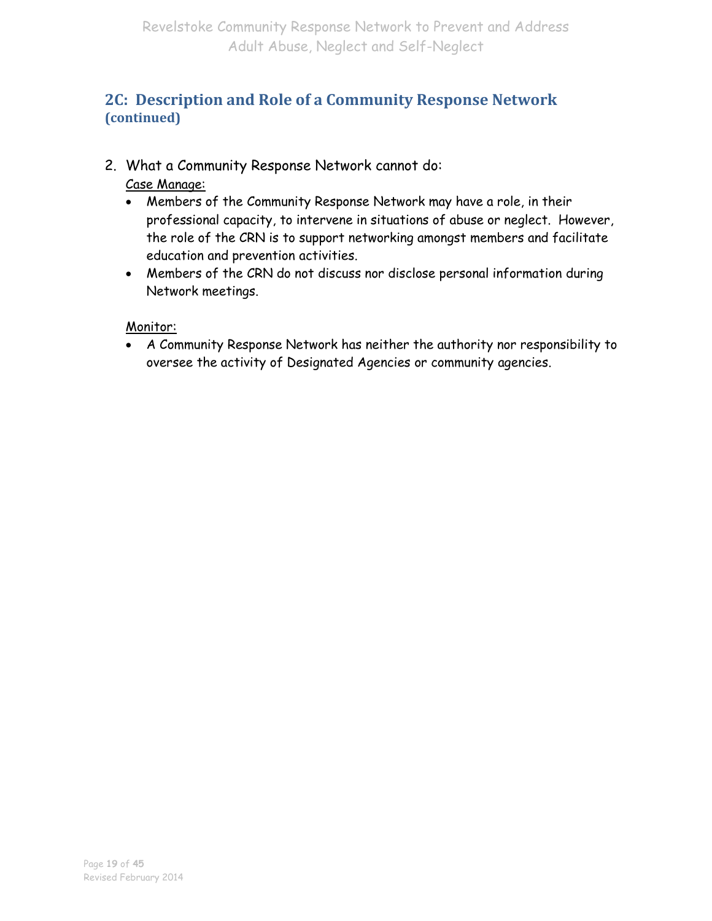## 2C: Description and Role of a Community Response Network (continued)

2. What a Community Response Network cannot do:

   Case Manage:

   - Members of the Community Response Network may have a role, in their professional capacity, to intervene in situations of abuse or neglect. However, the role of the CRN is to support networking amongst members and facilitate education and prevention activities.
   - Members of the CRN do not discuss nor disclose personal information during Network meetings.

   Monitor:

   - A Community Response Network has neither the authority nor responsibility to oversee the activity of Designated Agencies or community agencies.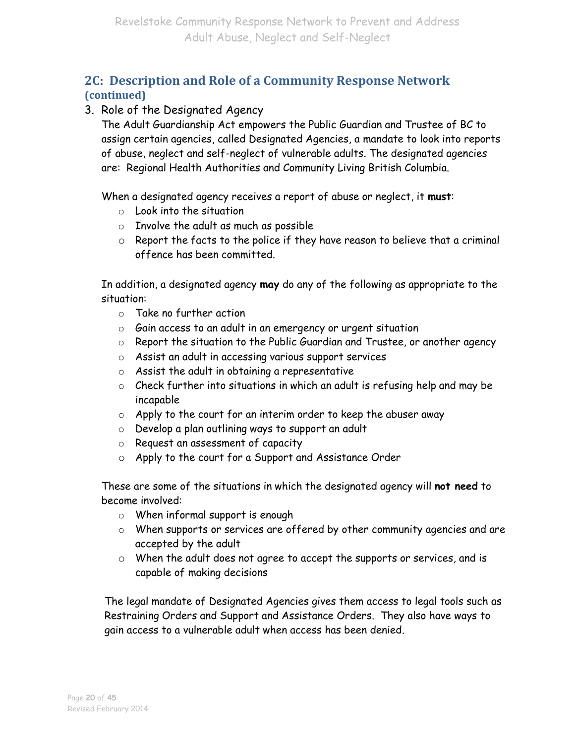## 2C: Description and Role of a Community Response Network (continued)

3. Role of the Designated Agency

   The Adult Guardianship Act empowers the Public Guardian and Trustee of BC to assign certain agencies, called Designated Agencies, a mandate to look into reports of abuse, neglect and self-neglect of vulnerable adults. The designated agencies are: Regional Health Authorities and Community Living British Columbia.

   When a designated agency receives a report of abuse or neglect, it **must**:

   - Look into the situation
   - Involve the adult as much as possible
   - Report the facts to the police if they have reason to believe that a criminal offence has been committed.

   In addition, a designated agency **may** do any of the following as appropriate to the situation:

   - Take no further action
   - Gain access to an adult in an emergency or urgent situation
   - Report the situation to the Public Guardian and Trustee, or another agency
   - Assist an adult in accessing various support services
   - Assist the adult in obtaining a representative
   - Check further into situations in which an adult is refusing help and may be incapable
   - Apply to the court for an interim order to keep the abuser away
   - Develop a plan outlining ways to support an adult
   - Request an assessment of capacity
   - Apply to the court for a Support and Assistance Order

   These are some of the situations in which the designated agency will **not need** to become involved:

   - When informal support is enough
   - When supports or services are offered by other community agencies and are accepted by the adult
   - When the adult does not agree to accept the supports or services, and is capable of making decisions

   The legal mandate of Designated Agencies gives them access to legal tools such as Restraining Orders and Support and Assistance Orders. They also have ways to gain access to a vulnerable adult when access has been denied.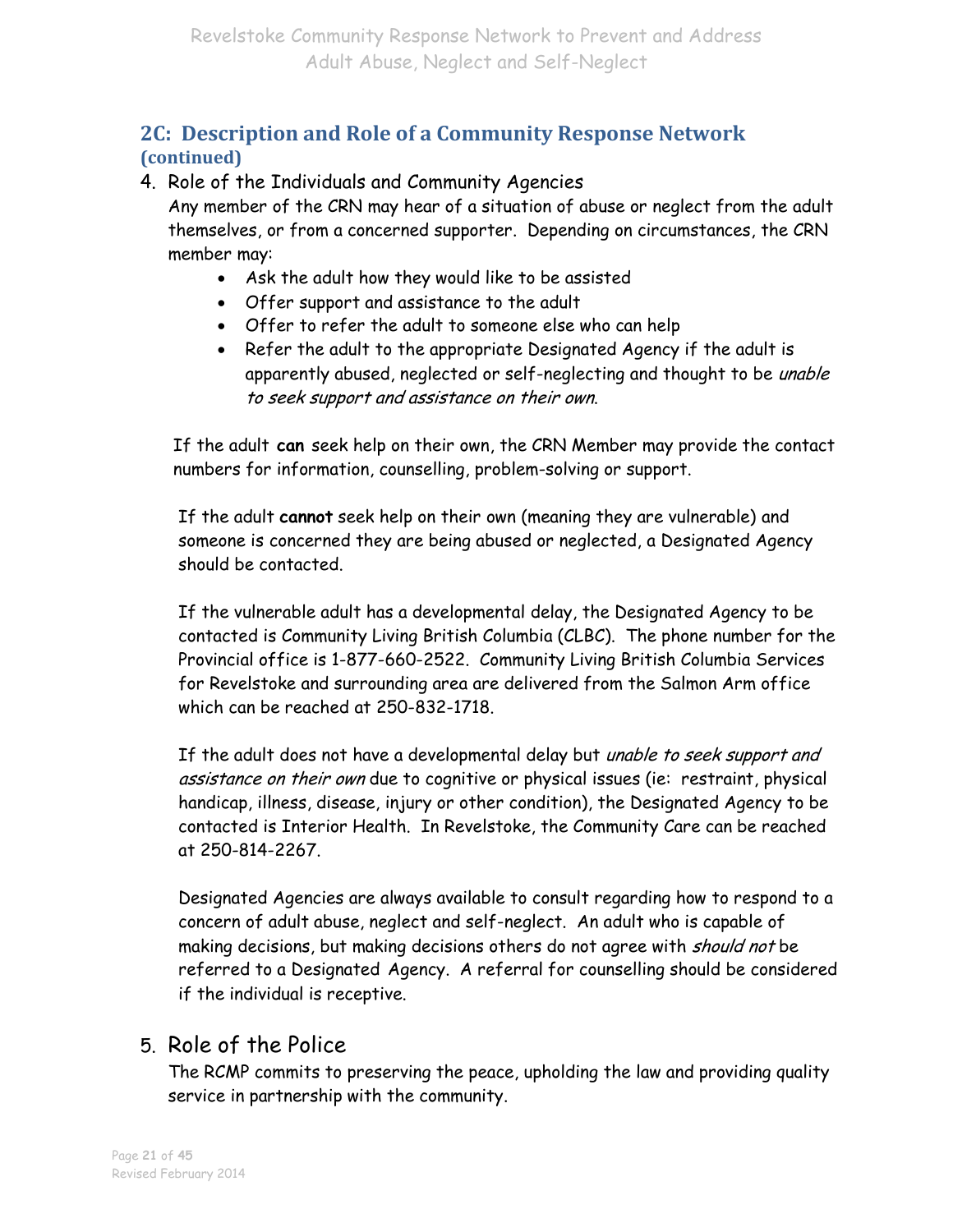## 2C: Description and Role of a Community Response Network (continued)

4. Role of the Individuals and Community Agencies

   Any member of the CRN may hear of a situation of abuse or neglect from the adult themselves, or from a concerned supporter. Depending on circumstances, the CRN member may:

   - Ask the adult how they would like to be assisted
   - Offer support and assistance to the adult
   - Offer to refer the adult to someone else who can help
   - Refer the adult to the appropriate Designated Agency if the adult is apparently abused, neglected or self-neglecting and thought to be *unable to seek support and assistance on their own*.

   If the adult **can** seek help on their own, the CRN Member may provide the contact numbers for information, counselling, problem-solving or support.

   If the adult **cannot** seek help on their own (meaning they are vulnerable) and someone is concerned they are being abused or neglected, a Designated Agency should be contacted.

   If the vulnerable adult has a developmental delay, the Designated Agency to be contacted is Community Living British Columbia (CLBC). The phone number for the Provincial office is 1-877-660-2522. Community Living British Columbia Services for Revelstoke and surrounding area are delivered from the Salmon Arm office which can be reached at 250-832-1718.

   If the adult does not have a developmental delay but *unable to seek support and assistance on their own* due to cognitive or physical issues (ie: restraint, physical handicap, illness, disease, injury or other condition), the Designated Agency to be contacted is Interior Health. In Revelstoke, the Community Care can be reached at 250-814-2267.

   Designated Agencies are always available to consult regarding how to respond to a concern of adult abuse, neglect and self-neglect. An adult who is capable of making decisions, but making decisions others do not agree with *should not* be referred to a Designated Agency. A referral for counselling should be considered if the individual is receptive.

5. Role of the Police

   The RCMP commits to preserving the peace, upholding the law and providing quality service in partnership with the community.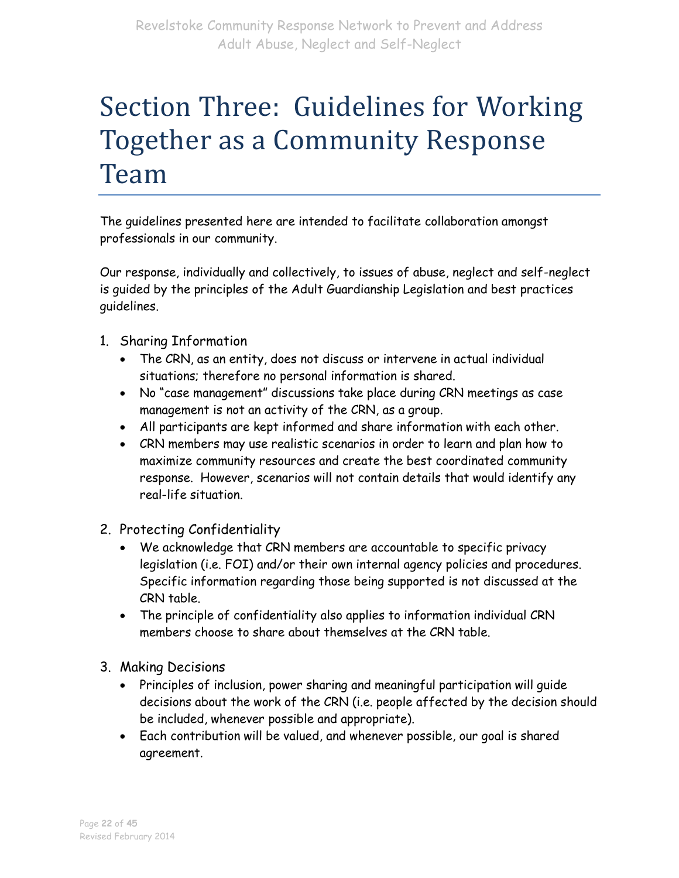# Section Three: Guidelines for Working Together as a Community Response Team

The guidelines presented here are intended to facilitate collaboration amongst professionals in our community.

Our response, individually and collectively, to issues of abuse, neglect and self-neglect is guided by the principles of the Adult Guardianship Legislation and best practices guidelines.

1. Sharing Information
   - The CRN, as an entity, does not discuss or intervene in actual individual situations; therefore no personal information is shared.
   - No "case management" discussions take place during CRN meetings as case management is not an activity of the CRN, as a group.
   - All participants are kept informed and share information with each other.
   - CRN members may use realistic scenarios in order to learn and plan how to maximize community resources and create the best coordinated community response. However, scenarios will not contain details that would identify any real-life situation.

2. Protecting Confidentiality
   - We acknowledge that CRN members are accountable to specific privacy legislation (i.e. FOI) and/or their own internal agency policies and procedures. Specific information regarding those being supported is not discussed at the CRN table.
   - The principle of confidentiality also applies to information individual CRN members choose to share about themselves at the CRN table.

3. Making Decisions
   - Principles of inclusion, power sharing and meaningful participation will guide decisions about the work of the CRN (i.e. people affected by the decision should be included, whenever possible and appropriate).
   - Each contribution will be valued, and whenever possible, our goal is shared agreement.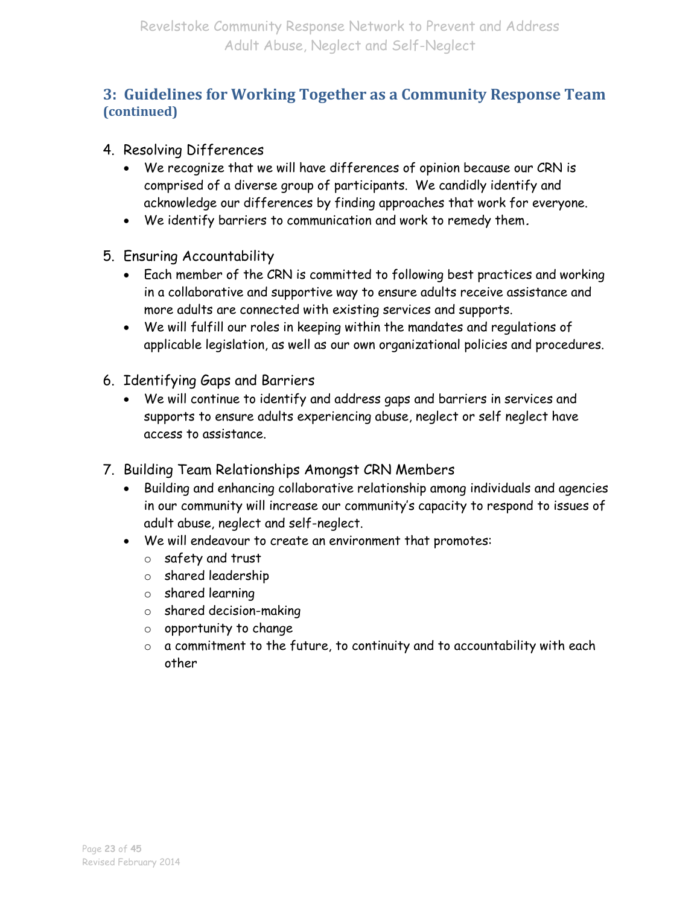## 3: Guidelines for Working Together as a Community Response Team (continued)

4. Resolving Differences
   - We recognize that we will have differences of opinion because our CRN is comprised of a diverse group of participants. We candidly identify and acknowledge our differences by finding approaches that work for everyone.
   - We identify barriers to communication and work to remedy them.

5. Ensuring Accountability
   - Each member of the CRN is committed to following best practices and working in a collaborative and supportive way to ensure adults receive assistance and more adults are connected with existing services and supports.
   - We will fulfill our roles in keeping within the mandates and regulations of applicable legislation, as well as our own organizational policies and procedures.

6. Identifying Gaps and Barriers
   - We will continue to identify and address gaps and barriers in services and supports to ensure adults experiencing abuse, neglect or self neglect have access to assistance.

7. Building Team Relationships Amongst CRN Members
   - Building and enhancing collaborative relationship among individuals and agencies in our community will increase our community's capacity to respond to issues of adult abuse, neglect and self-neglect.
   - We will endeavour to create an environment that promotes:
     - safety and trust
     - shared leadership
     - shared learning
     - shared decision-making
     - opportunity to change
     - a commitment to the future, to continuity and to accountability with each other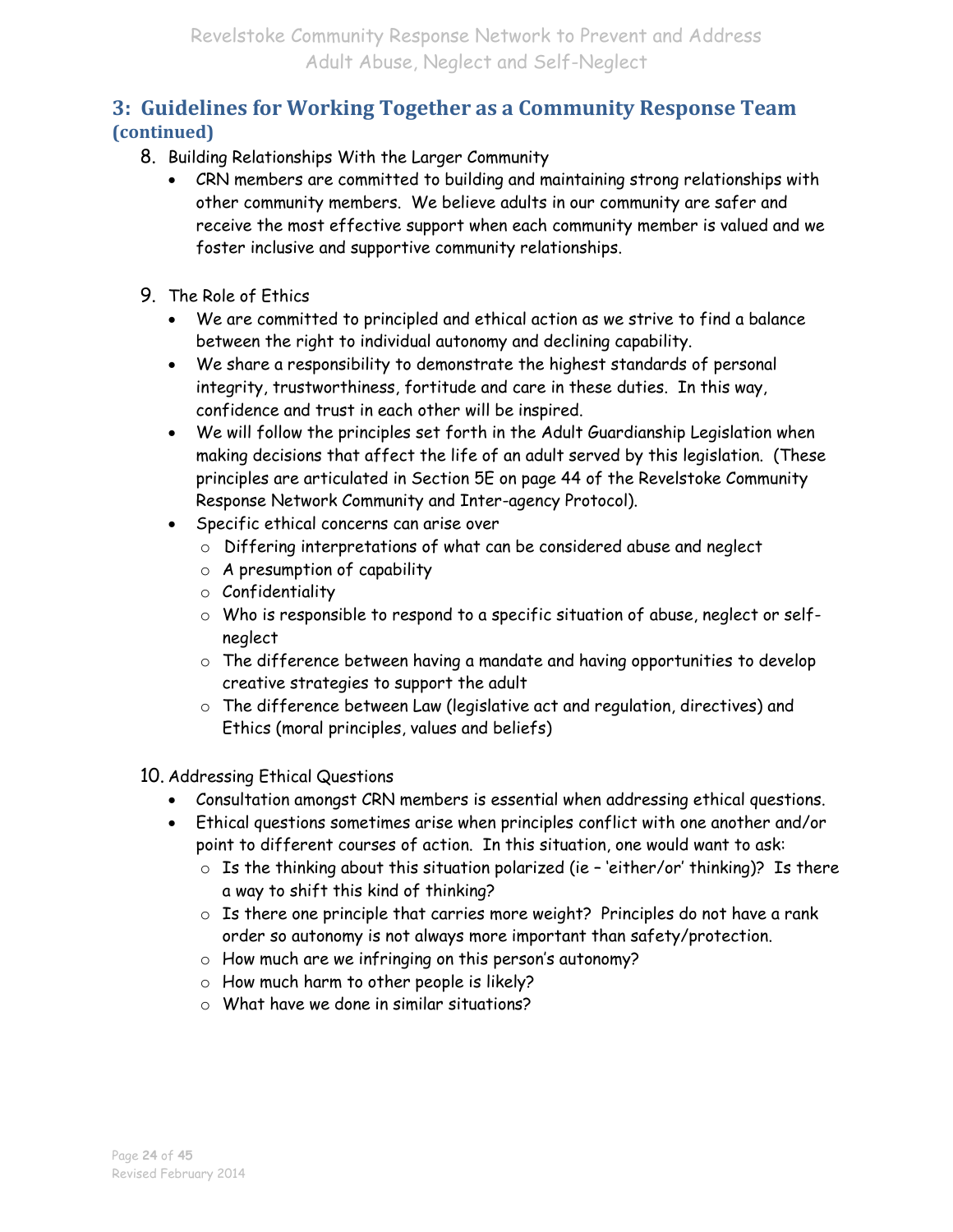## 3: Guidelines for Working Together as a Community Response Team (continued)

8. Building Relationships With the Larger Community
   - CRN members are committed to building and maintaining strong relationships with other community members. We believe adults in our community are safer and receive the most effective support when each community member is valued and we foster inclusive and supportive community relationships.

9. The Role of Ethics
   - We are committed to principled and ethical action as we strive to find a balance between the right to individual autonomy and declining capability.
   - We share a responsibility to demonstrate the highest standards of personal integrity, trustworthiness, fortitude and care in these duties. In this way, confidence and trust in each other will be inspired.
   - We will follow the principles set forth in the Adult Guardianship Legislation when making decisions that affect the life of an adult served by this legislation. (These principles are articulated in Section 5E on page 44 of the Revelstoke Community Response Network Community and Inter-agency Protocol).
   - Specific ethical concerns can arise over
     - Differing interpretations of what can be considered abuse and neglect
     - A presumption of capability
     - Confidentiality
     - Who is responsible to respond to a specific situation of abuse, neglect or self-neglect
     - The difference between having a mandate and having opportunities to develop creative strategies to support the adult
     - The difference between Law (legislative act and regulation, directives) and Ethics (moral principles, values and beliefs)

10. Addressing Ethical Questions
    - Consultation amongst CRN members is essential when addressing ethical questions.
    - Ethical questions sometimes arise when principles conflict with one another and/or point to different courses of action. In this situation, one would want to ask:
      - Is the thinking about this situation polarized (ie – 'either/or' thinking)? Is there a way to shift this kind of thinking?
      - Is there one principle that carries more weight? Principles do not have a rank order so autonomy is not always more important than safety/protection.
      - How much are we infringing on this person's autonomy?
      - How much harm to other people is likely?
      - What have we done in similar situations?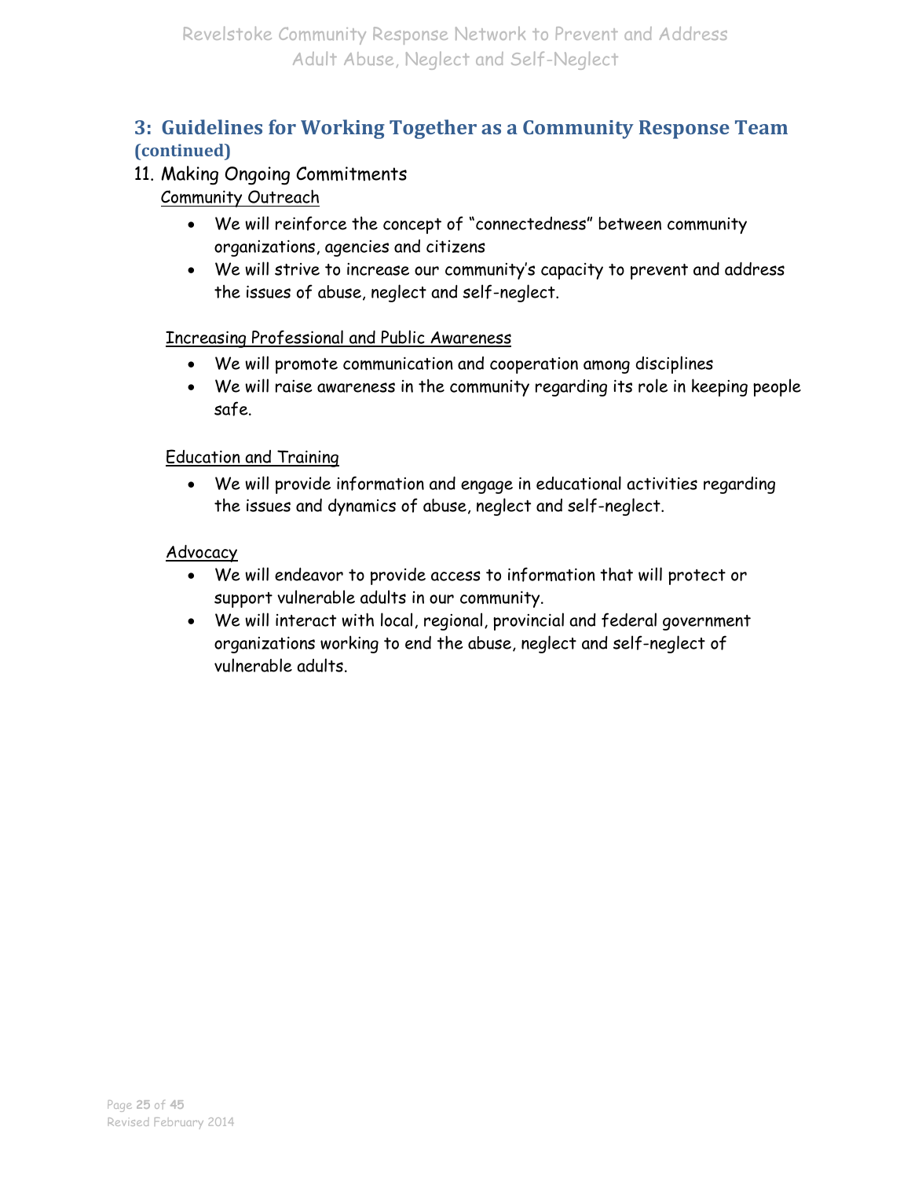## 3: Guidelines for Working Together as a Community Response Team (continued)

11. Making Ongoing Commitments

<u>Community Outreach</u>

- We will reinforce the concept of "connectedness" between community organizations, agencies and citizens
- We will strive to increase our community's capacity to prevent and address the issues of abuse, neglect and self-neglect.

<u>Increasing Professional and Public Awareness</u>

- We will promote communication and cooperation among disciplines
- We will raise awareness in the community regarding its role in keeping people safe.

<u>Education and Training</u>

- We will provide information and engage in educational activities regarding the issues and dynamics of abuse, neglect and self-neglect.

<u>Advocacy</u>

- We will endeavor to provide access to information that will protect or support vulnerable adults in our community.
- We will interact with local, regional, provincial and federal government organizations working to end the abuse, neglect and self-neglect of vulnerable adults.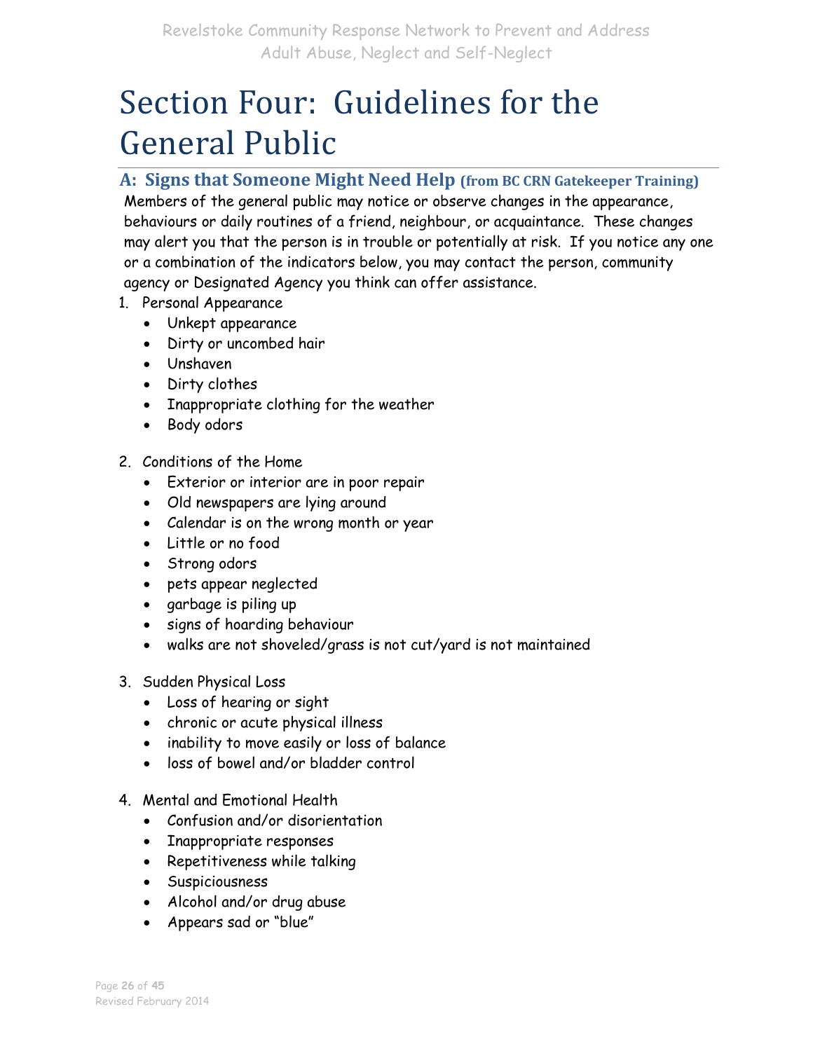# Section Four: Guidelines for the General Public

## A: Signs that Someone Might Need Help (from BC CRN Gatekeeper Training)

Members of the general public may notice or observe changes in the appearance, behaviours or daily routines of a friend, neighbour, or acquaintance. These changes may alert you that the person is in trouble or potentially at risk. If you notice any one or a combination of the indicators below, you may contact the person, community agency or Designated Agency you think can offer assistance.

1. Personal Appearance
   - Unkept appearance
   - Dirty or uncombed hair
   - Unshaven
   - Dirty clothes
   - Inappropriate clothing for the weather
   - Body odors

2. Conditions of the Home
   - Exterior or interior are in poor repair
   - Old newspapers are lying around
   - Calendar is on the wrong month or year
   - Little or no food
   - Strong odors
   - pets appear neglected
   - garbage is piling up
   - signs of hoarding behaviour
   - walks are not shoveled/grass is not cut/yard is not maintained

3. Sudden Physical Loss
   - Loss of hearing or sight
   - chronic or acute physical illness
   - inability to move easily or loss of balance
   - loss of bowel and/or bladder control

4. Mental and Emotional Health
   - Confusion and/or disorientation
   - Inappropriate responses
   - Repetitiveness while talking
   - Suspiciousness
   - Alcohol and/or drug abuse
   - Appears sad or "blue"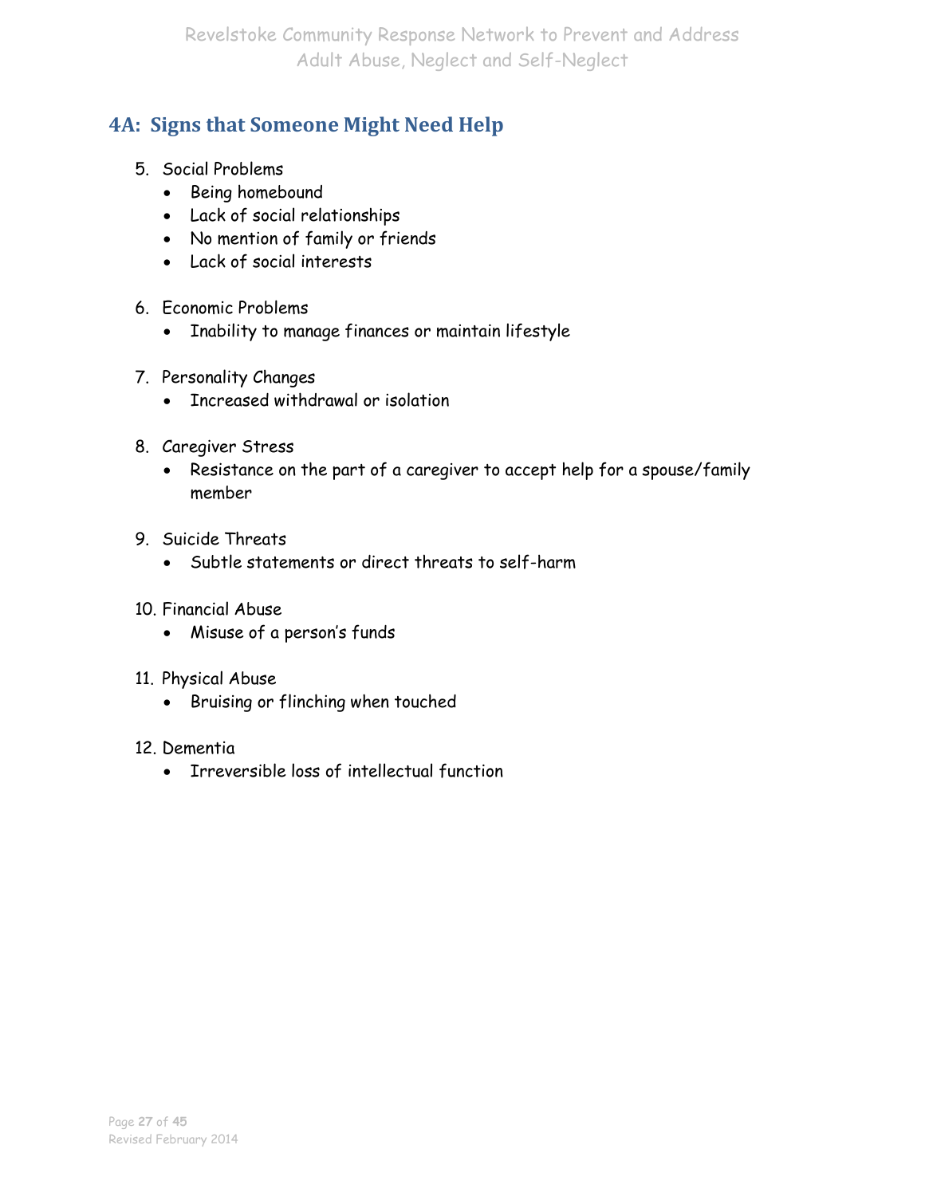## 4A: Signs that Someone Might Need Help

5. Social Problems
   - Being homebound
   - Lack of social relationships
   - No mention of family or friends
   - Lack of social interests
6. Economic Problems
   - Inability to manage finances or maintain lifestyle
7. Personality Changes
   - Increased withdrawal or isolation
8. Caregiver Stress
   - Resistance on the part of a caregiver to accept help for a spouse/family member
9. Suicide Threats
   - Subtle statements or direct threats to self-harm
10. Financial Abuse
    - Misuse of a person's funds
11. Physical Abuse
    - Bruising or flinching when touched
12. Dementia
    - Irreversible loss of intellectual function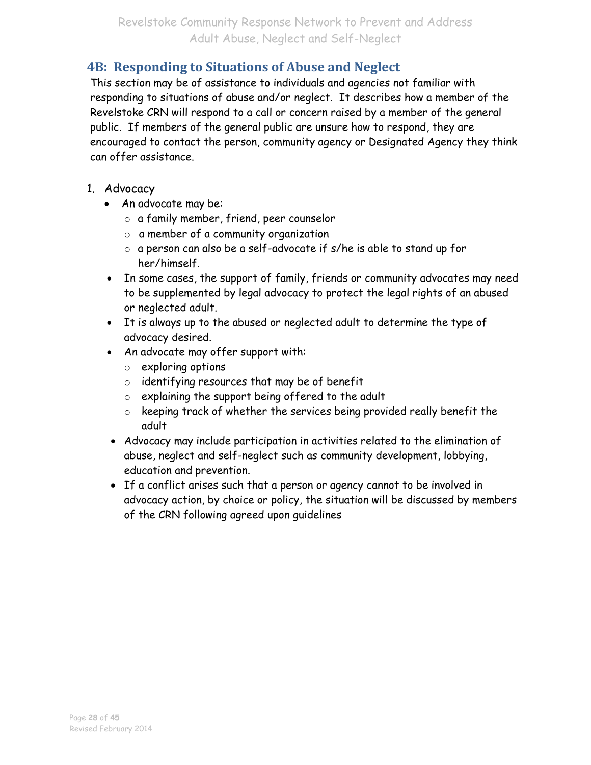## 4B: Responding to Situations of Abuse and Neglect

This section may be of assistance to individuals and agencies not familiar with responding to situations of abuse and/or neglect. It describes how a member of the Revelstoke CRN will respond to a call or concern raised by a member of the general public. If members of the general public are unsure how to respond, they are encouraged to contact the person, community agency or Designated Agency they think can offer assistance.

1. Advocacy
   - An advocate may be:
     - a family member, friend, peer counselor
     - a member of a community organization
     - a person can also be a self-advocate if s/he is able to stand up for her/himself.
   - In some cases, the support of family, friends or community advocates may need to be supplemented by legal advocacy to protect the legal rights of an abused or neglected adult.
   - It is always up to the abused or neglected adult to determine the type of advocacy desired.
   - An advocate may offer support with:
     - exploring options
     - identifying resources that may be of benefit
     - explaining the support being offered to the adult
     - keeping track of whether the services being provided really benefit the adult
   - Advocacy may include participation in activities related to the elimination of abuse, neglect and self-neglect such as community development, lobbying, education and prevention.
   - If a conflict arises such that a person or agency cannot to be involved in advocacy action, by choice or policy, the situation will be discussed by members of the CRN following agreed upon guidelines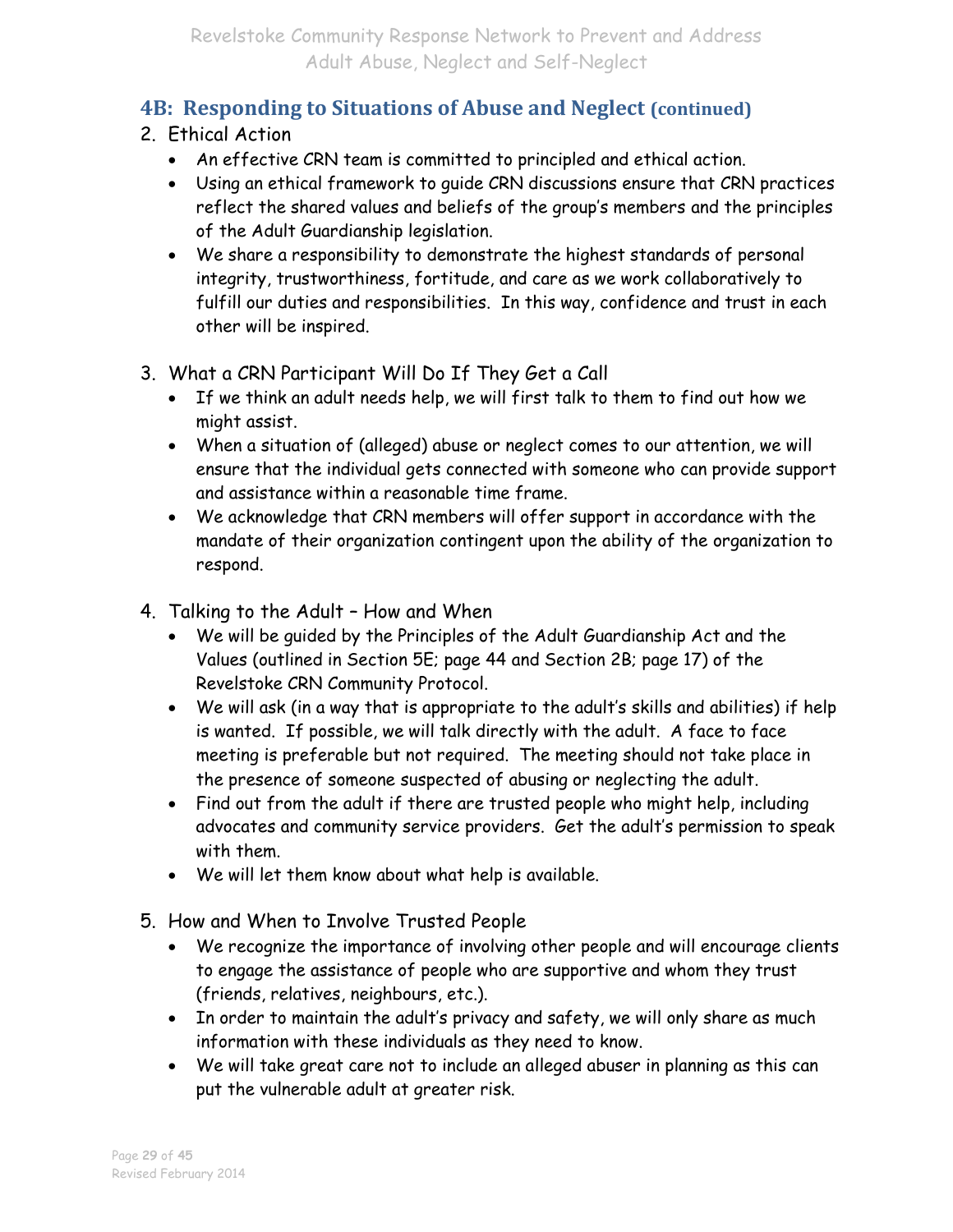## 4B: Responding to Situations of Abuse and Neglect (continued)

2. Ethical Action
    - An effective CRN team is committed to principled and ethical action.
    - Using an ethical framework to guide CRN discussions ensure that CRN practices reflect the shared values and beliefs of the group's members and the principles of the Adult Guardianship legislation.
    - We share a responsibility to demonstrate the highest standards of personal integrity, trustworthiness, fortitude, and care as we work collaboratively to fulfill our duties and responsibilities. In this way, confidence and trust in each other will be inspired.

3. What a CRN Participant Will Do If They Get a Call
    - If we think an adult needs help, we will first talk to them to find out how we might assist.
    - When a situation of (alleged) abuse or neglect comes to our attention, we will ensure that the individual gets connected with someone who can provide support and assistance within a reasonable time frame.
    - We acknowledge that CRN members will offer support in accordance with the mandate of their organization contingent upon the ability of the organization to respond.

4. Talking to the Adult – How and When
    - We will be guided by the Principles of the Adult Guardianship Act and the Values (outlined in Section 5E; page 44 and Section 2B; page 17) of the Revelstoke CRN Community Protocol.
    - We will ask (in a way that is appropriate to the adult's skills and abilities) if help is wanted. If possible, we will talk directly with the adult. A face to face meeting is preferable but not required. The meeting should not take place in the presence of someone suspected of abusing or neglecting the adult.
    - Find out from the adult if there are trusted people who might help, including advocates and community service providers. Get the adult's permission to speak with them.
    - We will let them know about what help is available.

5. How and When to Involve Trusted People
    - We recognize the importance of involving other people and will encourage clients to engage the assistance of people who are supportive and whom they trust (friends, relatives, neighbours, etc.).
    - In order to maintain the adult's privacy and safety, we will only share as much information with these individuals as they need to know.
    - We will take great care not to include an alleged abuser in planning as this can put the vulnerable adult at greater risk.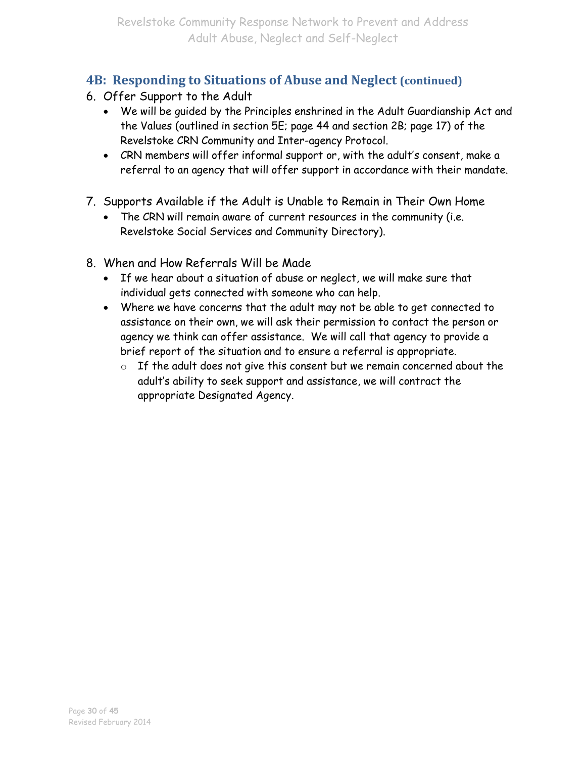## 4B: Responding to Situations of Abuse and Neglect (continued)

6. Offer Support to the Adult
   - We will be guided by the Principles enshrined in the Adult Guardianship Act and the Values (outlined in section 5E; page 44 and section 2B; page 17) of the Revelstoke CRN Community and Inter-agency Protocol.
   - CRN members will offer informal support or, with the adult's consent, make a referral to an agency that will offer support in accordance with their mandate.

7. Supports Available if the Adult is Unable to Remain in Their Own Home
   - The CRN will remain aware of current resources in the community (i.e. Revelstoke Social Services and Community Directory).

8. When and How Referrals Will be Made
   - If we hear about a situation of abuse or neglect, we will make sure that individual gets connected with someone who can help.
   - Where we have concerns that the adult may not be able to get connected to assistance on their own, we will ask their permission to contact the person or agency we think can offer assistance. We will call that agency to provide a brief report of the situation and to ensure a referral is appropriate.
     - If the adult does not give this consent but we remain concerned about the adult's ability to seek support and assistance, we will contract the appropriate Designated Agency.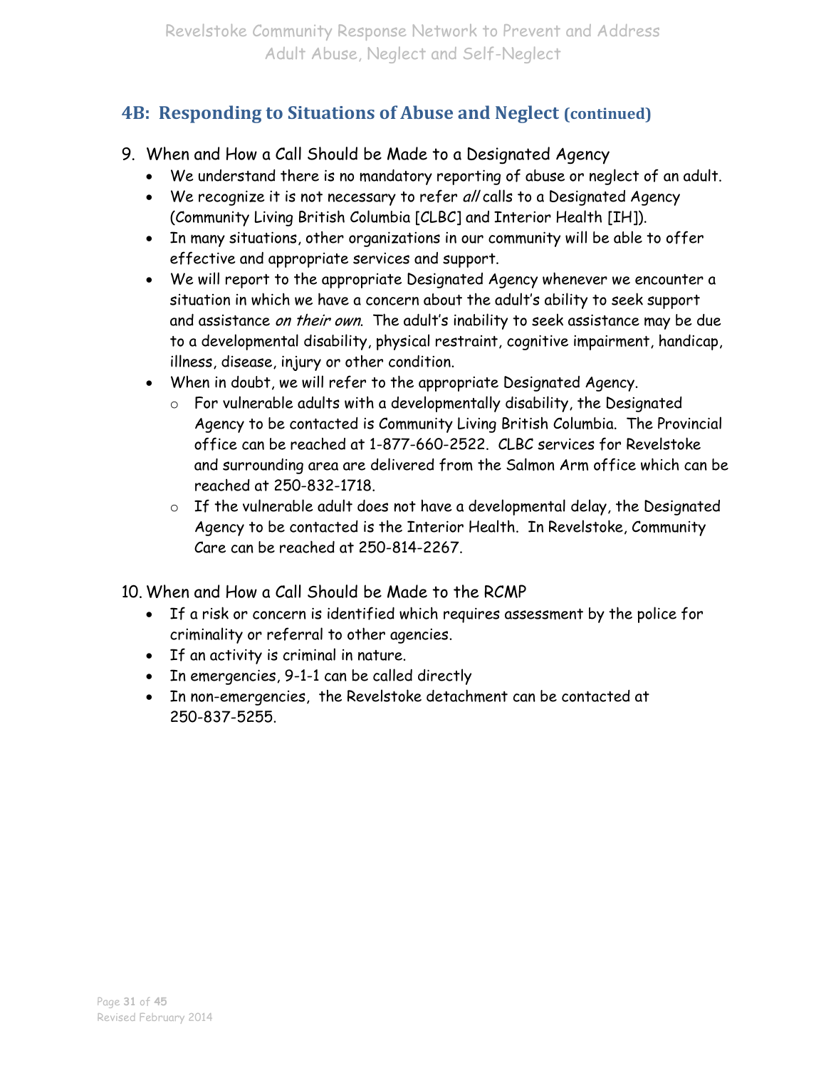## 4B: Responding to Situations of Abuse and Neglect (continued)

9. When and How a Call Should be Made to a Designated Agency
   - We understand there is no mandatory reporting of abuse or neglect of an adult.
   - We recognize it is not necessary to refer *all* calls to a Designated Agency (Community Living British Columbia [CLBC] and Interior Health [IH]).
   - In many situations, other organizations in our community will be able to offer effective and appropriate services and support.
   - We will report to the appropriate Designated Agency whenever we encounter a situation in which we have a concern about the adult's ability to seek support and assistance *on their own*. The adult's inability to seek assistance may be due to a developmental disability, physical restraint, cognitive impairment, handicap, illness, disease, injury or other condition.
   - When in doubt, we will refer to the appropriate Designated Agency.
     - For vulnerable adults with a developmentally disability, the Designated Agency to be contacted is Community Living British Columbia. The Provincial office can be reached at 1-877-660-2522. CLBC services for Revelstoke and surrounding area are delivered from the Salmon Arm office which can be reached at 250-832-1718.
     - If the vulnerable adult does not have a developmental delay, the Designated Agency to be contacted is the Interior Health. In Revelstoke, Community Care can be reached at 250-814-2267.

10. When and How a Call Should be Made to the RCMP
    - If a risk or concern is identified which requires assessment by the police for criminality or referral to other agencies.
    - If an activity is criminal in nature.
    - In emergencies, 9-1-1 can be called directly
    - In non-emergencies, the Revelstoke detachment can be contacted at 250-837-5255.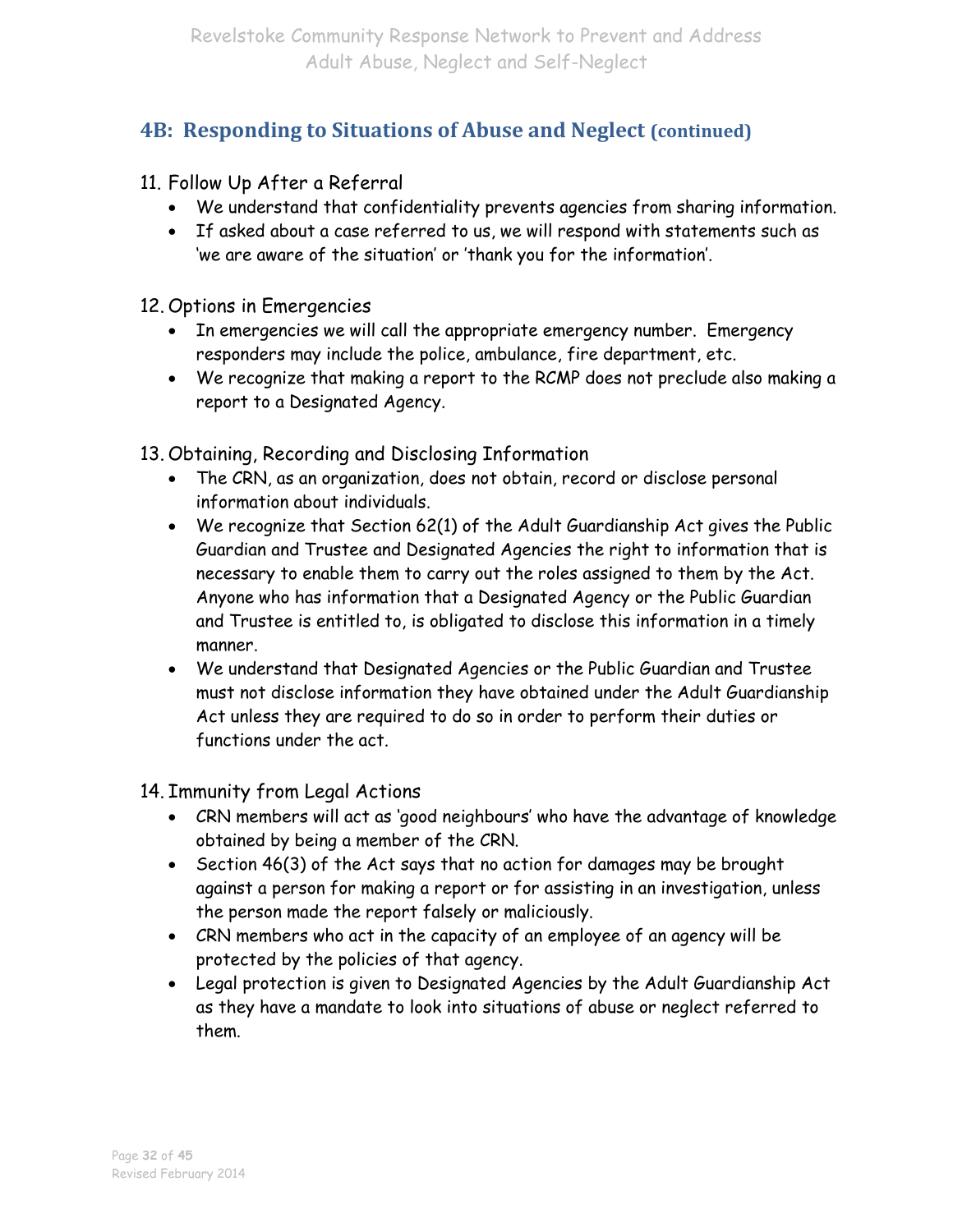## 4B: Responding to Situations of Abuse and Neglect (continued)

11. Follow Up After a Referral
    - We understand that confidentiality prevents agencies from sharing information.
    - If asked about a case referred to us, we will respond with statements such as 'we are aware of the situation' or 'thank you for the information'.

12. Options in Emergencies
    - In emergencies we will call the appropriate emergency number. Emergency responders may include the police, ambulance, fire department, etc.
    - We recognize that making a report to the RCMP does not preclude also making a report to a Designated Agency.

13. Obtaining, Recording and Disclosing Information
    - The CRN, as an organization, does not obtain, record or disclose personal information about individuals.
    - We recognize that Section 62(1) of the Adult Guardianship Act gives the Public Guardian and Trustee and Designated Agencies the right to information that is necessary to enable them to carry out the roles assigned to them by the Act. Anyone who has information that a Designated Agency or the Public Guardian and Trustee is entitled to, is obligated to disclose this information in a timely manner.
    - We understand that Designated Agencies or the Public Guardian and Trustee must not disclose information they have obtained under the Adult Guardianship Act unless they are required to do so in order to perform their duties or functions under the act.

14. Immunity from Legal Actions
    - CRN members will act as 'good neighbours' who have the advantage of knowledge obtained by being a member of the CRN.
    - Section 46(3) of the Act says that no action for damages may be brought against a person for making a report or for assisting in an investigation, unless the person made the report falsely or maliciously.
    - CRN members who act in the capacity of an employee of an agency will be protected by the policies of that agency.
    - Legal protection is given to Designated Agencies by the Adult Guardianship Act as they have a mandate to look into situations of abuse or neglect referred to them.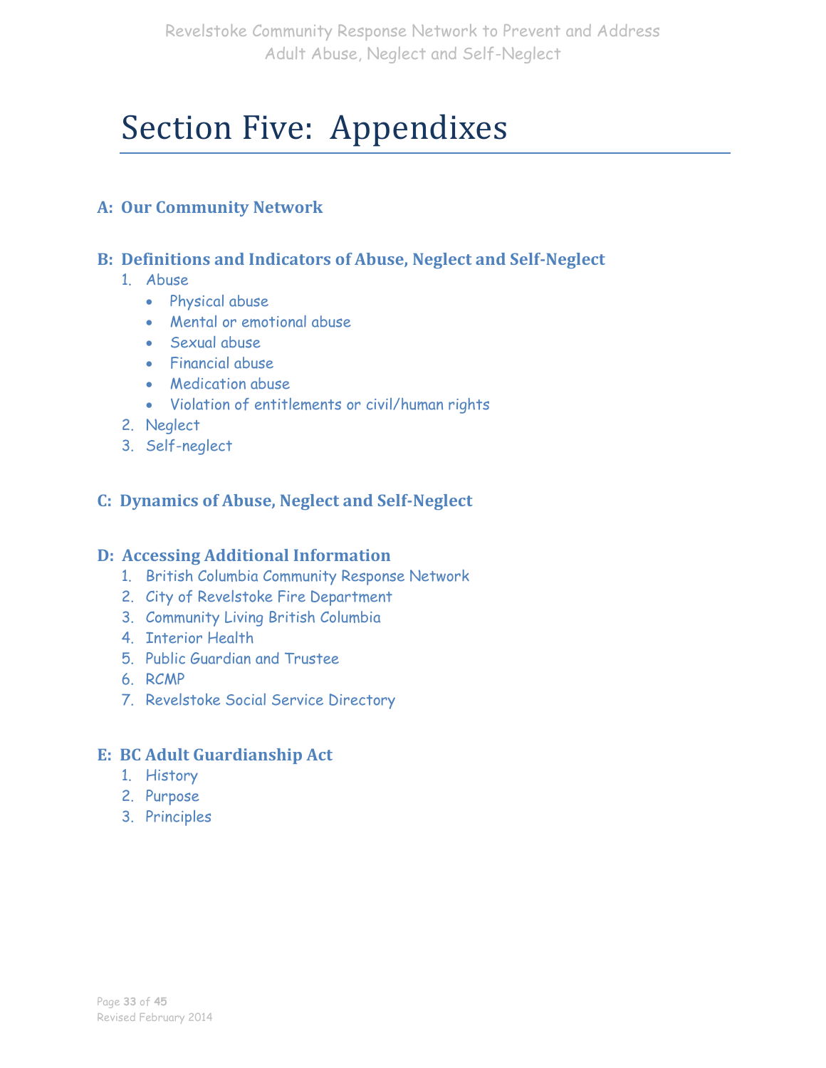# Section Five: Appendixes

## A: Our Community Network

## B: Definitions and Indicators of Abuse, Neglect and Self-Neglect

1. Abuse
   - Physical abuse
   - Mental or emotional abuse
   - Sexual abuse
   - Financial abuse
   - Medication abuse
   - Violation of entitlements or civil/human rights
2. Neglect
3. Self-neglect

## C: Dynamics of Abuse, Neglect and Self-Neglect

## D: Accessing Additional Information

1. British Columbia Community Response Network
2. City of Revelstoke Fire Department
3. Community Living British Columbia
4. Interior Health
5. Public Guardian and Trustee
6. RCMP
7. Revelstoke Social Service Directory

## E: BC Adult Guardianship Act

1. History
2. Purpose
3. Principles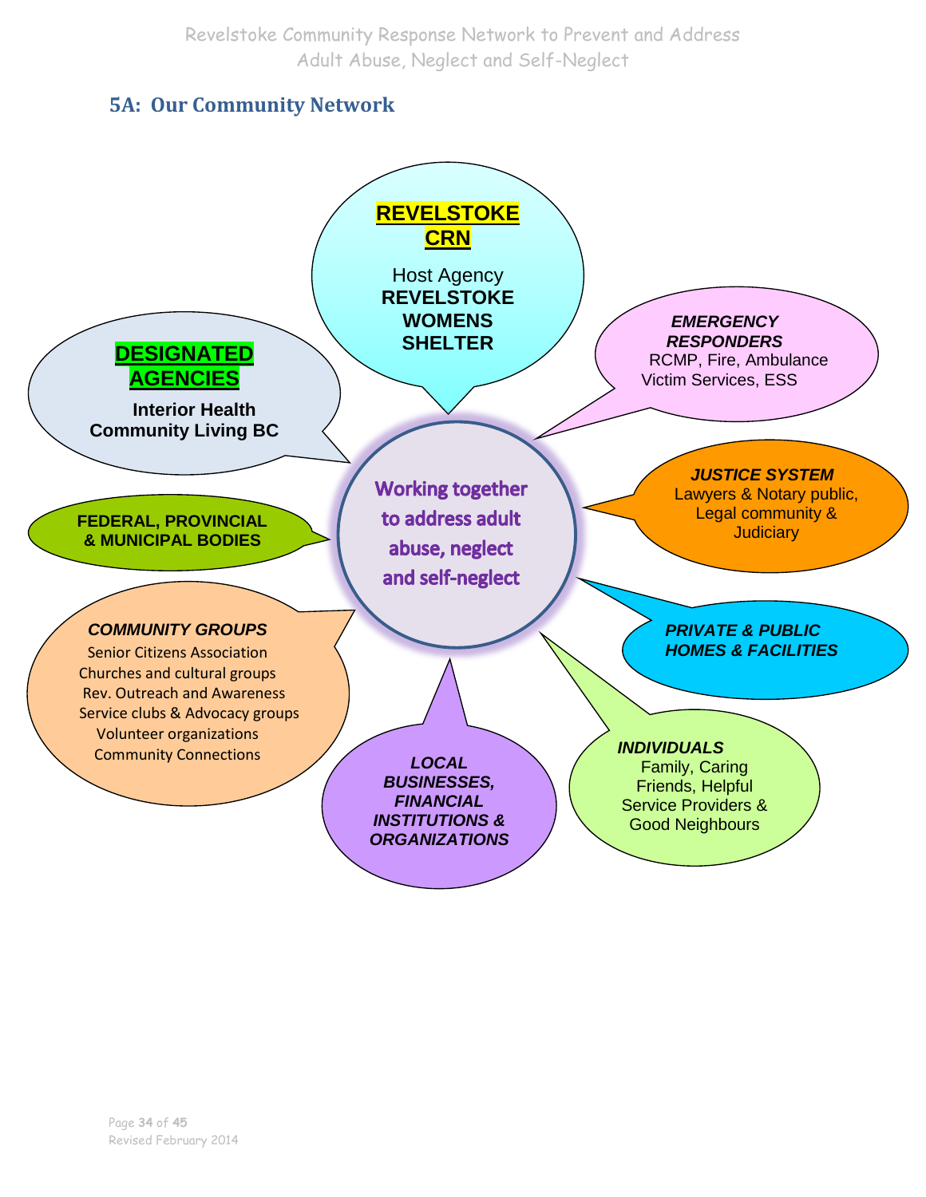## 5A: Our Community Network

**REVELSTOKE CRN**

Host Agency
**REVELSTOKE WOMENS SHELTER**

**DESIGNATED AGENCIES**

**Interior Health**
**Community Living BC**

***EMERGENCY RESPONDERS***
RCMP, Fire, Ambulance
Victim Services, ESS

**FEDERAL, PROVINCIAL & MUNICIPAL BODIES**

**Working together to address adult abuse, neglect and self-neglect**

***JUSTICE SYSTEM***
Lawyers & Notary public,
Legal community &
Judiciary

***COMMUNITY GROUPS***
Senior Citizens Association
Churches and cultural groups
Rev. Outreach and Awareness
Service clubs & Advocacy groups
Volunteer organizations
Community Connections

***PRIVATE & PUBLIC HOMES & FACILITIES***

***LOCAL BUSINESSES, FINANCIAL INSTITUTIONS & ORGANIZATIONS***

***INDIVIDUALS***
Family, Caring
Friends, Helpful
Service Providers &
Good Neighbours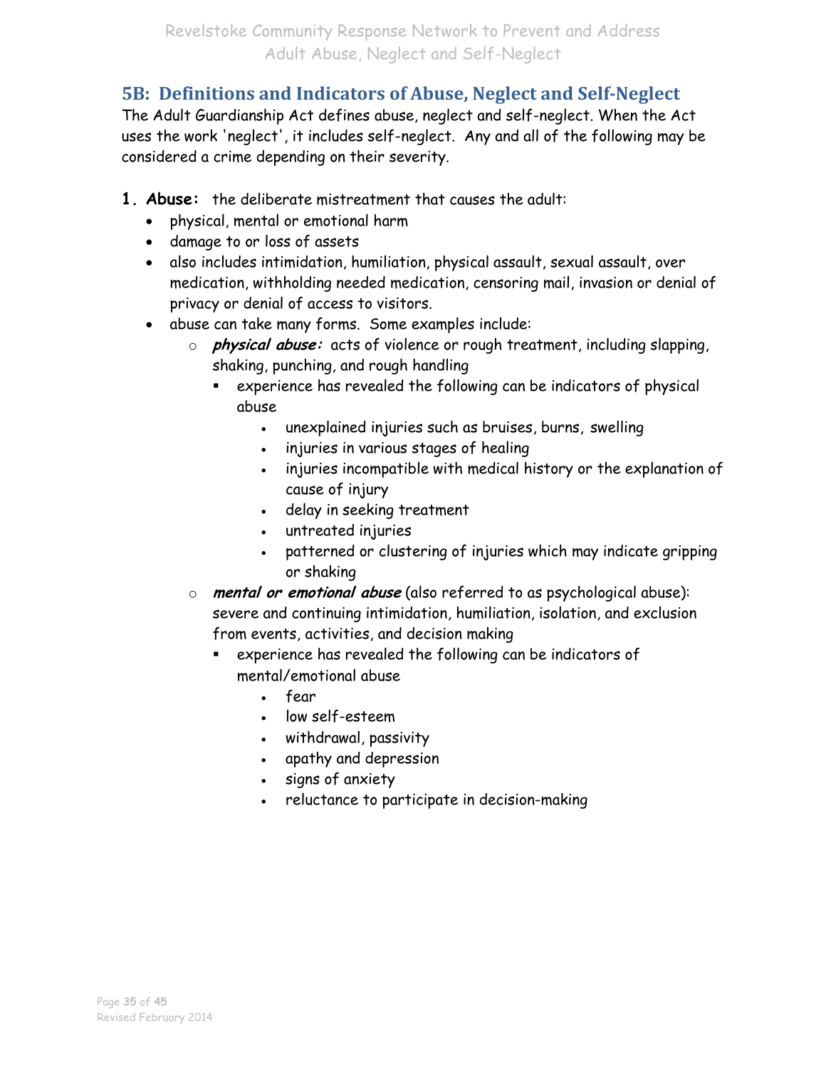## 5B: Definitions and Indicators of Abuse, Neglect and Self-Neglect

The Adult Guardianship Act defines abuse, neglect and self-neglect. When the Act uses the work 'neglect', it includes self-neglect. Any and all of the following may be considered a crime depending on their severity.

1. **Abuse:** the deliberate mistreatment that causes the adult:
   - physical, mental or emotional harm
   - damage to or loss of assets
   - also includes intimidation, humiliation, physical assault, sexual assault, over medication, withholding needed medication, censoring mail, invasion or denial of privacy or denial of access to visitors.
   - abuse can take many forms. Some examples include:
     - ***physical abuse:*** acts of violence or rough treatment, including slapping, shaking, punching, and rough handling
       - experience has revealed the following can be indicators of physical abuse
         - unexplained injuries such as bruises, burns, swelling
         - injuries in various stages of healing
         - injuries incompatible with medical history or the explanation of cause of injury
         - delay in seeking treatment
         - untreated injuries
         - patterned or clustering of injuries which may indicate gripping or shaking
     - ***mental or emotional abuse*** (also referred to as psychological abuse): severe and continuing intimidation, humiliation, isolation, and exclusion from events, activities, and decision making
       - experience has revealed the following can be indicators of mental/emotional abuse
         - fear
         - low self-esteem
         - withdrawal, passivity
         - apathy and depression
         - signs of anxiety
         - reluctance to participate in decision-making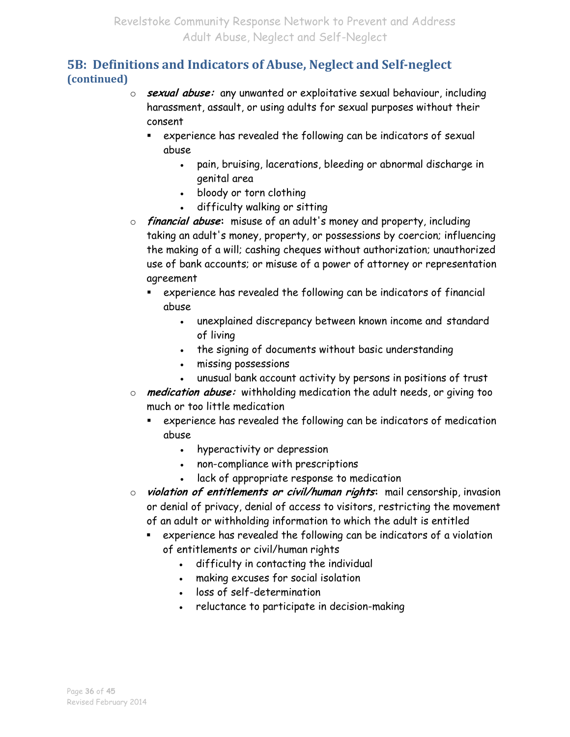## 5B: Definitions and Indicators of Abuse, Neglect and Self-neglect (continued)

- ***sexual abuse:*** any unwanted or exploitative sexual behaviour, including harassment, assault, or using adults for sexual purposes without their consent
  - experience has revealed the following can be indicators of sexual abuse
    - pain, bruising, lacerations, bleeding or abnormal discharge in genital area
    - bloody or torn clothing
    - difficulty walking or sitting
- ***financial abuse*:** misuse of an adult's money and property, including taking an adult's money, property, or possessions by coercion; influencing the making of a will; cashing cheques without authorization; unauthorized use of bank accounts; or misuse of a power of attorney or representation agreement
  - experience has revealed the following can be indicators of financial abuse
    - unexplained discrepancy between known income and standard of living
    - the signing of documents without basic understanding
    - missing possessions
    - unusual bank account activity by persons in positions of trust
- ***medication abuse:*** withholding medication the adult needs, or giving too much or too little medication
  - experience has revealed the following can be indicators of medication abuse
    - hyperactivity or depression
    - non-compliance with prescriptions
    - lack of appropriate response to medication
- ***violation of entitlements or civil/human rights*:** mail censorship, invasion or denial of privacy, denial of access to visitors, restricting the movement of an adult or withholding information to which the adult is entitled
  - experience has revealed the following can be indicators of a violation of entitlements or civil/human rights
    - difficulty in contacting the individual
    - making excuses for social isolation
    - loss of self-determination
    - reluctance to participate in decision-making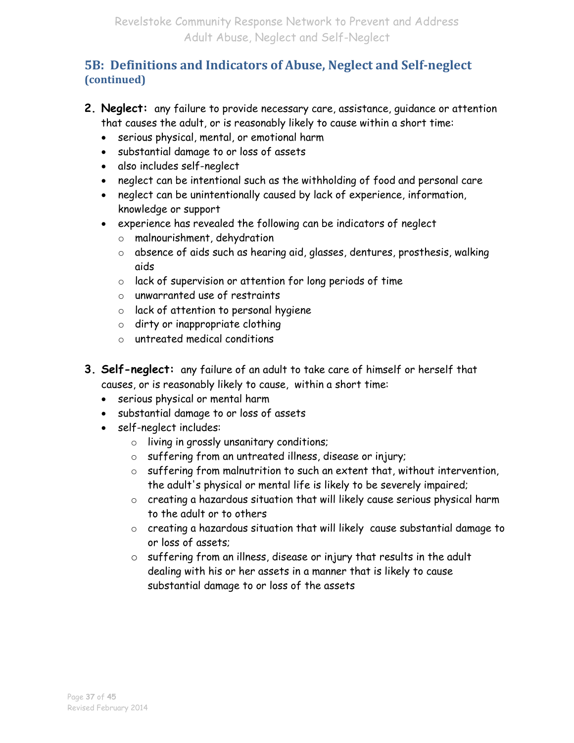## 5B: Definitions and Indicators of Abuse, Neglect and Self-neglect (continued)

2. **Neglect:** any failure to provide necessary care, assistance, guidance or attention that causes the adult, or is reasonably likely to cause within a short time:
   - serious physical, mental, or emotional harm
   - substantial damage to or loss of assets
   - also includes self-neglect
   - neglect can be intentional such as the withholding of food and personal care
   - neglect can be unintentionally caused by lack of experience, information, knowledge or support
   - experience has revealed the following can be indicators of neglect
     - malnourishment, dehydration
     - absence of aids such as hearing aid, glasses, dentures, prosthesis, walking aids
     - lack of supervision or attention for long periods of time
     - unwarranted use of restraints
     - lack of attention to personal hygiene
     - dirty or inappropriate clothing
     - untreated medical conditions

3. **Self-neglect:** any failure of an adult to take care of himself or herself that causes, or is reasonably likely to cause, within a short time:
   - serious physical or mental harm
   - substantial damage to or loss of assets
   - self-neglect includes:
     - living in grossly unsanitary conditions;
     - suffering from an untreated illness, disease or injury;
     - suffering from malnutrition to such an extent that, without intervention, the adult's physical or mental life is likely to be severely impaired;
     - creating a hazardous situation that will likely cause serious physical harm to the adult or to others
     - creating a hazardous situation that will likely cause substantial damage to or loss of assets;
     - suffering from an illness, disease or injury that results in the adult dealing with his or her assets in a manner that is likely to cause substantial damage to or loss of the assets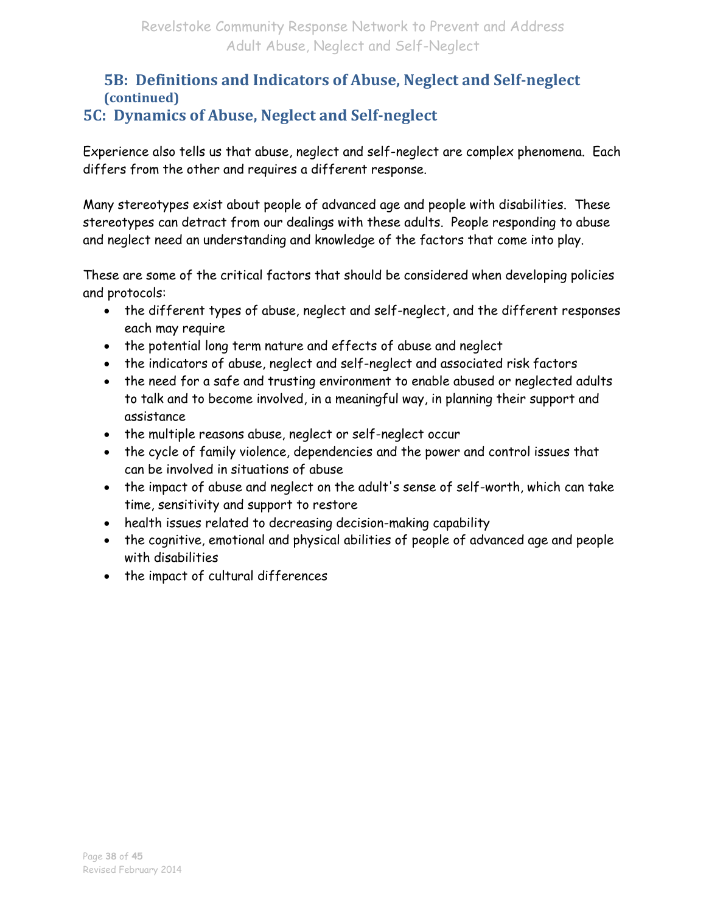## 5B: Definitions and Indicators of Abuse, Neglect and Self-neglect (continued)

## 5C: Dynamics of Abuse, Neglect and Self-neglect

Experience also tells us that abuse, neglect and self-neglect are complex phenomena. Each differs from the other and requires a different response.

Many stereotypes exist about people of advanced age and people with disabilities. These stereotypes can detract from our dealings with these adults. People responding to abuse and neglect need an understanding and knowledge of the factors that come into play.

These are some of the critical factors that should be considered when developing policies and protocols:

- the different types of abuse, neglect and self-neglect, and the different responses each may require
- the potential long term nature and effects of abuse and neglect
- the indicators of abuse, neglect and self-neglect and associated risk factors
- the need for a safe and trusting environment to enable abused or neglected adults to talk and to become involved, in a meaningful way, in planning their support and assistance
- the multiple reasons abuse, neglect or self-neglect occur
- the cycle of family violence, dependencies and the power and control issues that can be involved in situations of abuse
- the impact of abuse and neglect on the adult's sense of self-worth, which can take time, sensitivity and support to restore
- health issues related to decreasing decision-making capability
- the cognitive, emotional and physical abilities of people of advanced age and people with disabilities
- the impact of cultural differences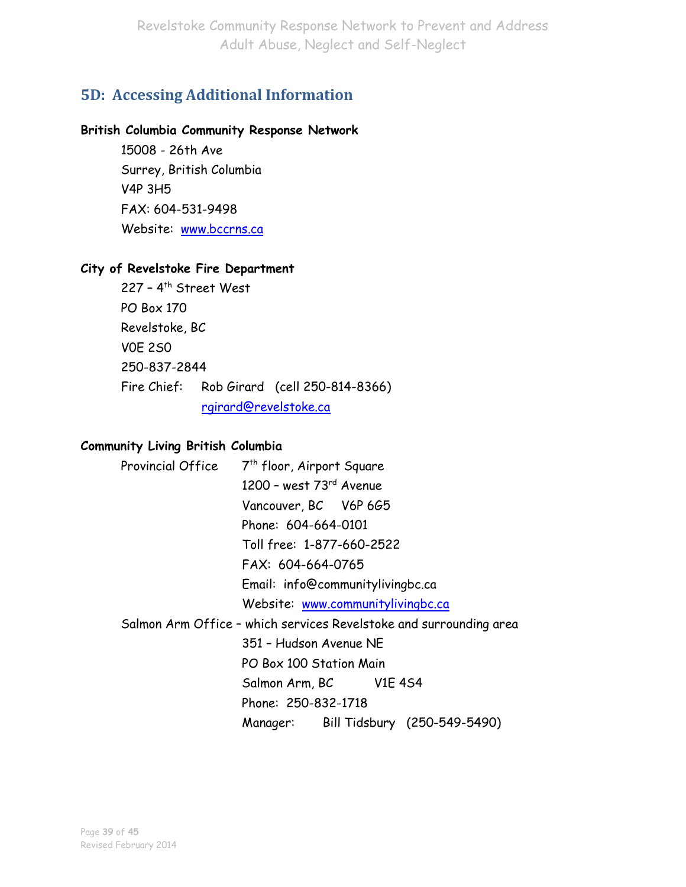## 5D: Accessing Additional Information

**British Columbia Community Response Network**

15008 - 26th Ave
Surrey, British Columbia
V4P 3H5
FAX: 604-531-9498
Website: www.bccrns.ca

**City of Revelstoke Fire Department**

227 – 4th Street West
PO Box 170
Revelstoke, BC
V0E 2S0
250-837-2844
Fire Chief: Rob Girard (cell 250-814-8366)
rgirard@revelstoke.ca

**Community Living British Columbia**

Provincial Office
7th floor, Airport Square
1200 – west 73rd Avenue
Vancouver, BC V6P 6G5
Phone: 604-664-0101
Toll free: 1-877-660-2522
FAX: 604-664-0765
Email: info@communitylivingbc.ca
Website: www.communitylivingbc.ca

Salmon Arm Office – which services Revelstoke and surrounding area
351 – Hudson Avenue NE
PO Box 100 Station Main
Salmon Arm, BC V1E 4S4
Phone: 250-832-1718
Manager: Bill Tidsbury (250-549-5490)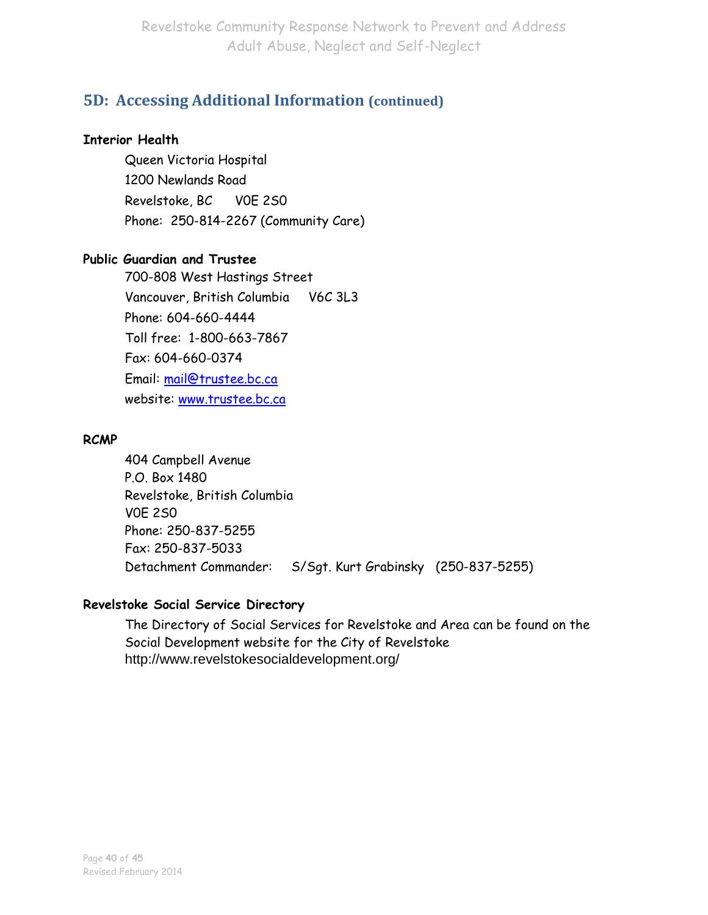## 5D: Accessing Additional Information (continued)

**Interior Health**

Queen Victoria Hospital
1200 Newlands Road
Revelstoke, BC V0E 2S0
Phone: 250-814-2267 (Community Care)

**Public Guardian and Trustee**

700-808 West Hastings Street
Vancouver, British Columbia V6C 3L3
Phone: 604-660-4444
Toll free: 1-800-663-7867
Fax: 604-660-0374
Email: mail@trustee.bc.ca
website: www.trustee.bc.ca

**RCMP**

404 Campbell Avenue
P.O. Box 1480
Revelstoke, British Columbia
V0E 2S0
Phone: 250-837-5255
Fax: 250-837-5033
Detachment Commander: S/Sgt. Kurt Grabinsky (250-837-5255)

**Revelstoke Social Service Directory**

The Directory of Social Services for Revelstoke and Area can be found on the Social Development website for the City of Revelstoke http://www.revelstokesocialdevelopment.org/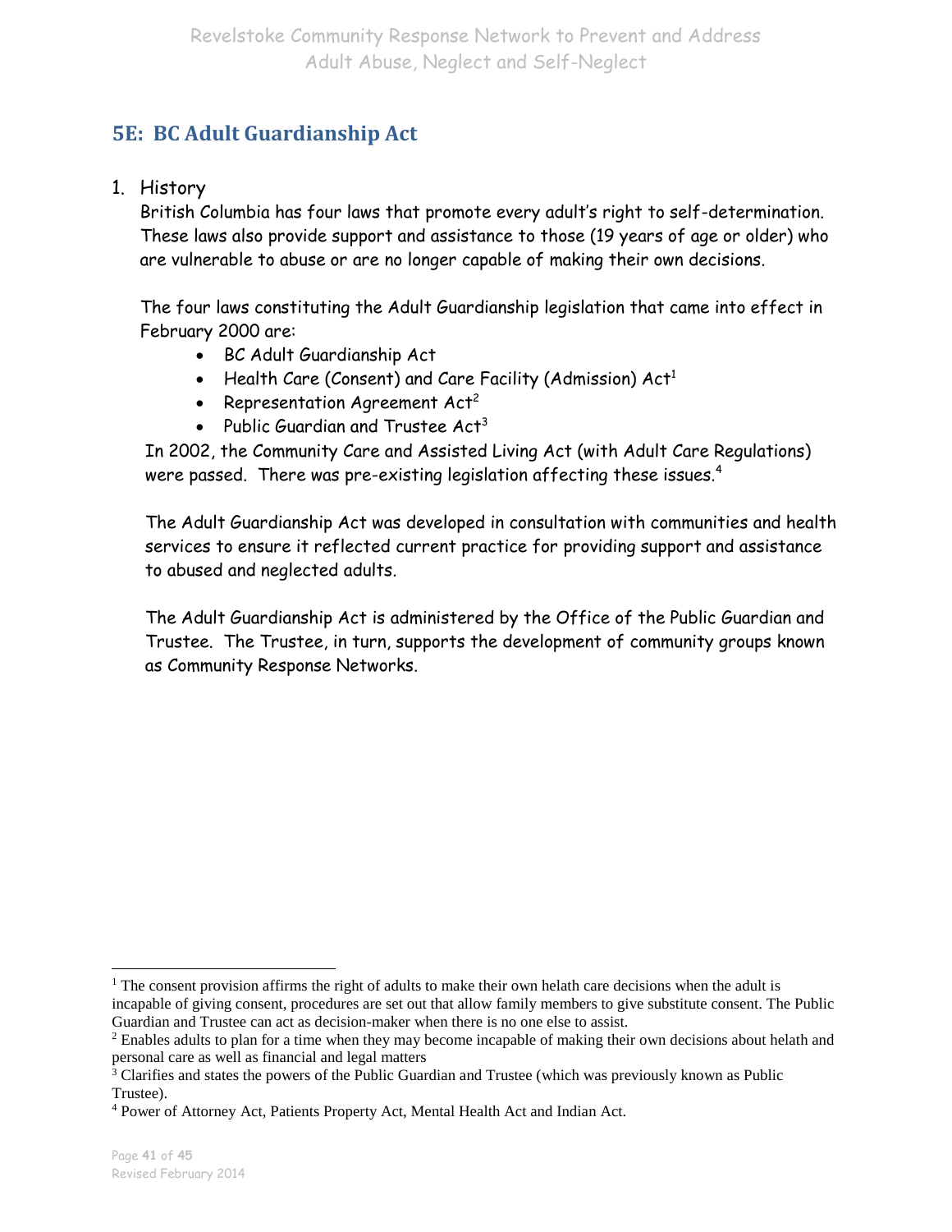## 5E: BC Adult Guardianship Act

1. History

   British Columbia has four laws that promote every adult's right to self-determination. These laws also provide support and assistance to those (19 years of age or older) who are vulnerable to abuse or are no longer capable of making their own decisions.

   The four laws constituting the Adult Guardianship legislation that came into effect in February 2000 are:

   - BC Adult Guardianship Act
   - Health Care (Consent) and Care Facility (Admission) Act[1]
   - Representation Agreement Act[2]
   - Public Guardian and Trustee Act[3]

   In 2002, the Community Care and Assisted Living Act (with Adult Care Regulations) were passed. There was pre-existing legislation affecting these issues.[4]

   The Adult Guardianship Act was developed in consultation with communities and health services to ensure it reflected current practice for providing support and assistance to abused and neglected adults.

   The Adult Guardianship Act is administered by the Office of the Public Guardian and Trustee. The Trustee, in turn, supports the development of community groups known as Community Response Networks.

---

[1] The consent provision affirms the right of adults to make their own helath care decisions when the adult is incapable of giving consent, procedures are set out that allow family members to give substitute consent. The Public Guardian and Trustee can act as decision-maker when there is no one else to assist.

[2] Enables adults to plan for a time when they may become incapable of making their own decisions about helath and personal care as well as financial and legal matters

[3] Clarifies and states the powers of the Public Guardian and Trustee (which was previously known as Public Trustee).

[4] Power of Attorney Act, Patients Property Act, Mental Health Act and Indian Act.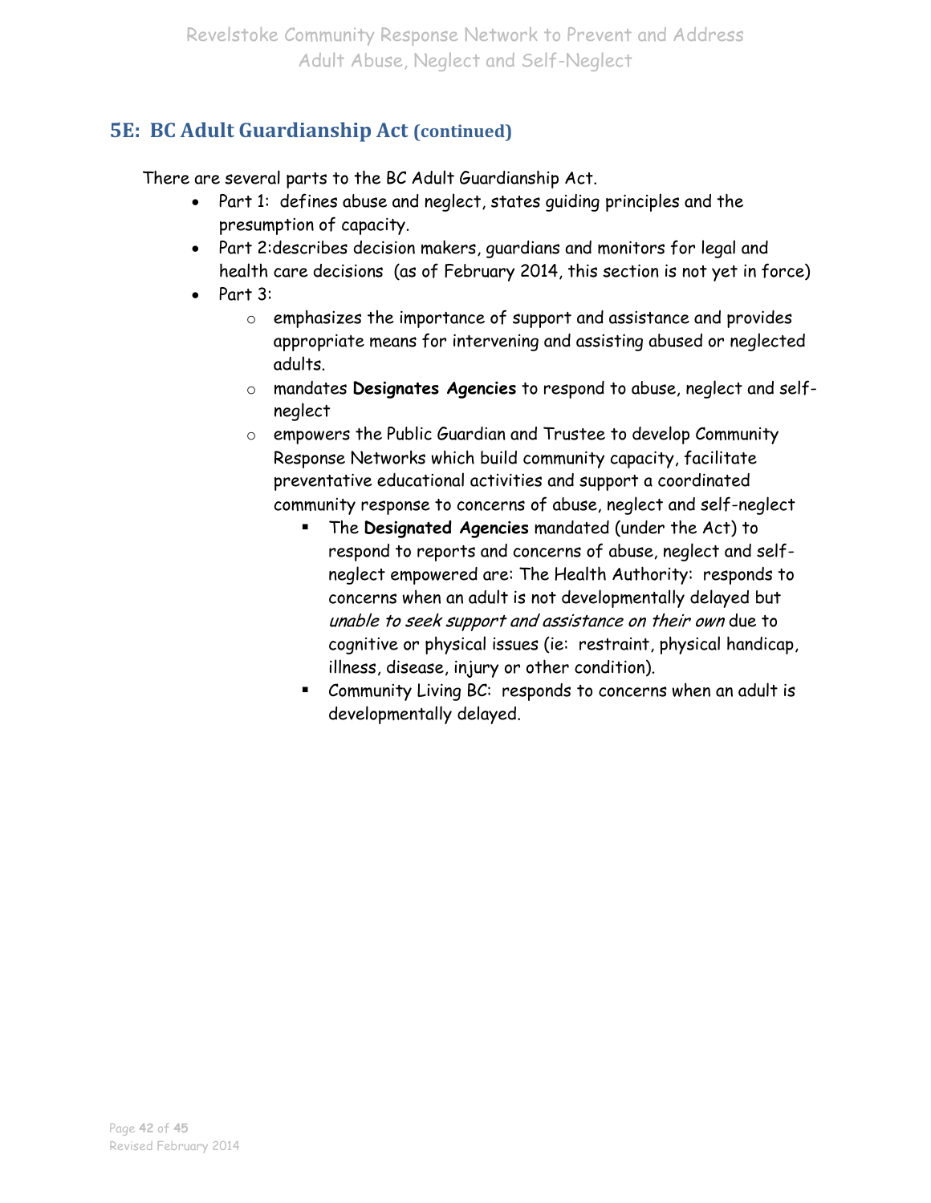## 5E: BC Adult Guardianship Act (continued)

There are several parts to the BC Adult Guardianship Act.

- Part 1: defines abuse and neglect, states guiding principles and the presumption of capacity.
- Part 2:describes decision makers, guardians and monitors for legal and health care decisions (as of February 2014, this section is not yet in force)
- Part 3:
  - emphasizes the importance of support and assistance and provides appropriate means for intervening and assisting abused or neglected adults.
  - mandates **Designates Agencies** to respond to abuse, neglect and self-neglect
  - empowers the Public Guardian and Trustee to develop Community Response Networks which build community capacity, facilitate preventative educational activities and support a coordinated community response to concerns of abuse, neglect and self-neglect
    - The **Designated Agencies** mandated (under the Act) to respond to reports and concerns of abuse, neglect and self-neglect empowered are: The Health Authority: responds to concerns when an adult is not developmentally delayed but *unable to seek support and assistance on their own* due to cognitive or physical issues (ie: restraint, physical handicap, illness, disease, injury or other condition).
    - Community Living BC: responds to concerns when an adult is developmentally delayed.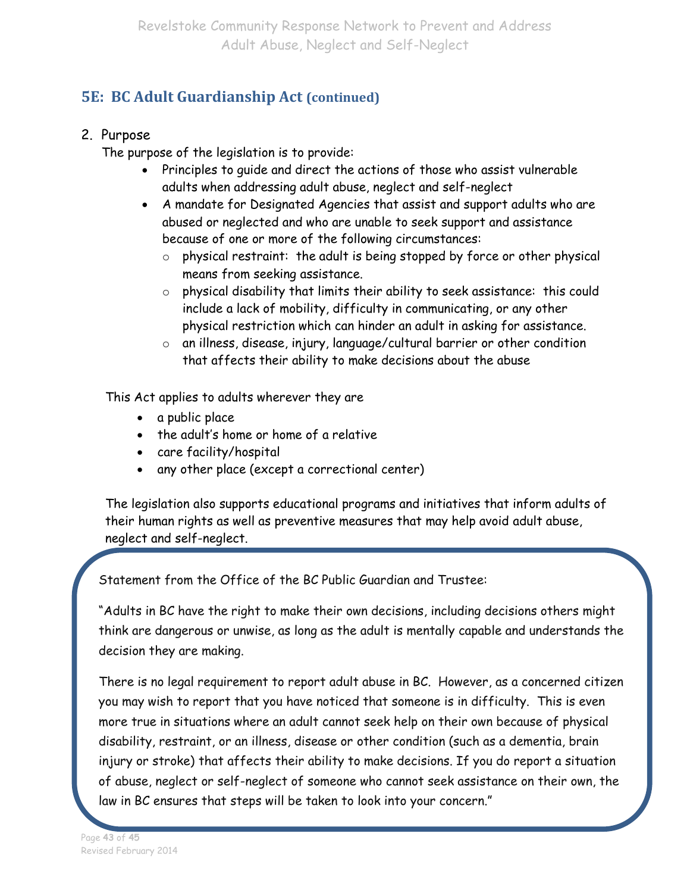## 5E: BC Adult Guardianship Act (continued)

2. Purpose

The purpose of the legislation is to provide:

- Principles to guide and direct the actions of those who assist vulnerable adults when addressing adult abuse, neglect and self-neglect
- A mandate for Designated Agencies that assist and support adults who are abused or neglected and who are unable to seek support and assistance because of one or more of the following circumstances:
  - physical restraint: the adult is being stopped by force or other physical means from seeking assistance.
  - physical disability that limits their ability to seek assistance: this could include a lack of mobility, difficulty in communicating, or any other physical restriction which can hinder an adult in asking for assistance.
  - an illness, disease, injury, language/cultural barrier or other condition that affects their ability to make decisions about the abuse

This Act applies to adults wherever they are

- a public place
- the adult's home or home of a relative
- care facility/hospital
- any other place (except a correctional center)

The legislation also supports educational programs and initiatives that inform adults of their human rights as well as preventive measures that may help avoid adult abuse, neglect and self-neglect.

Statement from the Office of the BC Public Guardian and Trustee:

"Adults in BC have the right to make their own decisions, including decisions others might think are dangerous or unwise, as long as the adult is mentally capable and understands the decision they are making.

There is no legal requirement to report adult abuse in BC. However, as a concerned citizen you may wish to report that you have noticed that someone is in difficulty. This is even more true in situations where an adult cannot seek help on their own because of physical disability, restraint, or an illness, disease or other condition (such as a dementia, brain injury or stroke) that affects their ability to make decisions. If you do report a situation of abuse, neglect or self-neglect of someone who cannot seek assistance on their own, the law in BC ensures that steps will be taken to look into your concern."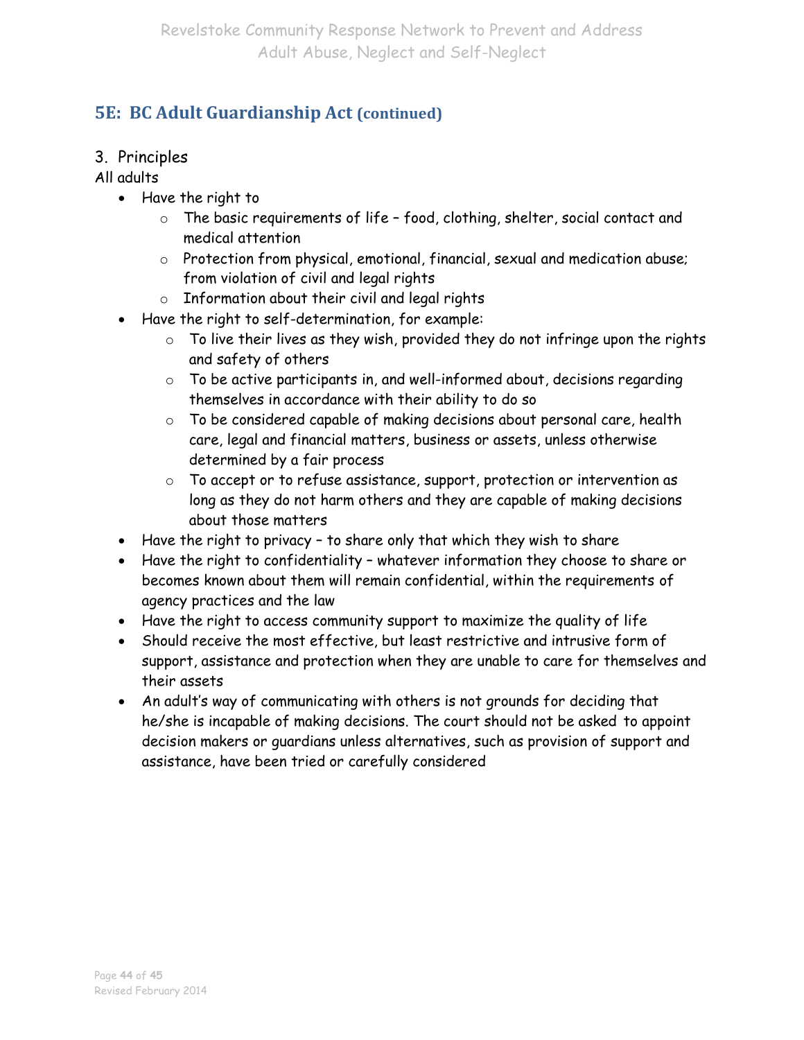## 5E: BC Adult Guardianship Act (continued)

### 3. Principles

All adults

- Have the right to
  - The basic requirements of life – food, clothing, shelter, social contact and medical attention
  - Protection from physical, emotional, financial, sexual and medication abuse; from violation of civil and legal rights
  - Information about their civil and legal rights
- Have the right to self-determination, for example:
  - To live their lives as they wish, provided they do not infringe upon the rights and safety of others
  - To be active participants in, and well-informed about, decisions regarding themselves in accordance with their ability to do so
  - To be considered capable of making decisions about personal care, health care, legal and financial matters, business or assets, unless otherwise determined by a fair process
  - To accept or to refuse assistance, support, protection or intervention as long as they do not harm others and they are capable of making decisions about those matters
- Have the right to privacy – to share only that which they wish to share
- Have the right to confidentiality – whatever information they choose to share or becomes known about them will remain confidential, within the requirements of agency practices and the law
- Have the right to access community support to maximize the quality of life
- Should receive the most effective, but least restrictive and intrusive form of support, assistance and protection when they are unable to care for themselves and their assets
- An adult's way of communicating with others is not grounds for deciding that he/she is incapable of making decisions. The court should not be asked to appoint decision makers or guardians unless alternatives, such as provision of support and assistance, have been tried or carefully considered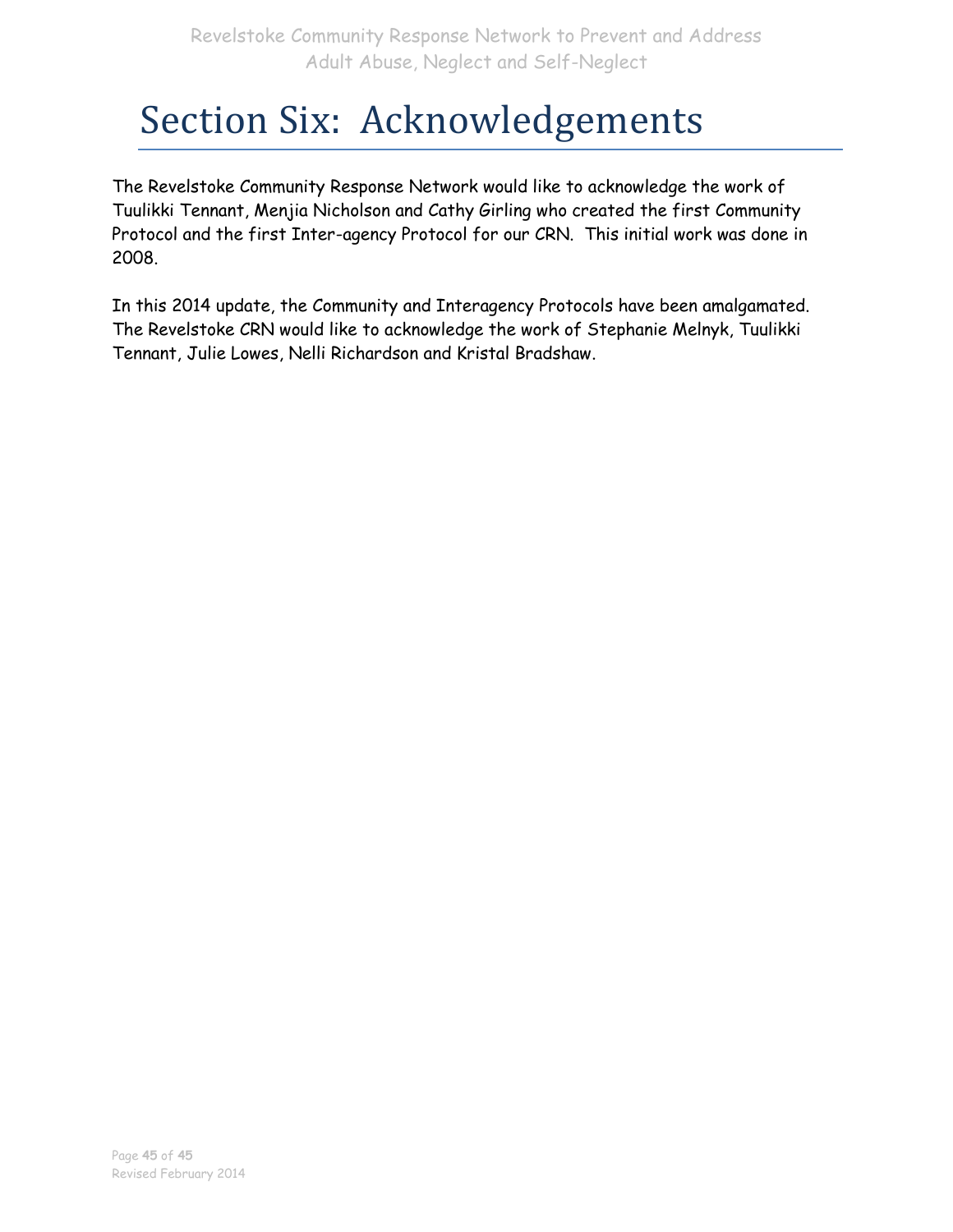# Section Six: Acknowledgements

The Revelstoke Community Response Network would like to acknowledge the work of Tuulikki Tennant, Menjia Nicholson and Cathy Girling who created the first Community Protocol and the first Inter-agency Protocol for our CRN. This initial work was done in 2008.

In this 2014 update, the Community and Interagency Protocols have been amalgamated. The Revelstoke CRN would like to acknowledge the work of Stephanie Melnyk, Tuulikki Tennant, Julie Lowes, Nelli Richardson and Kristal Bradshaw.